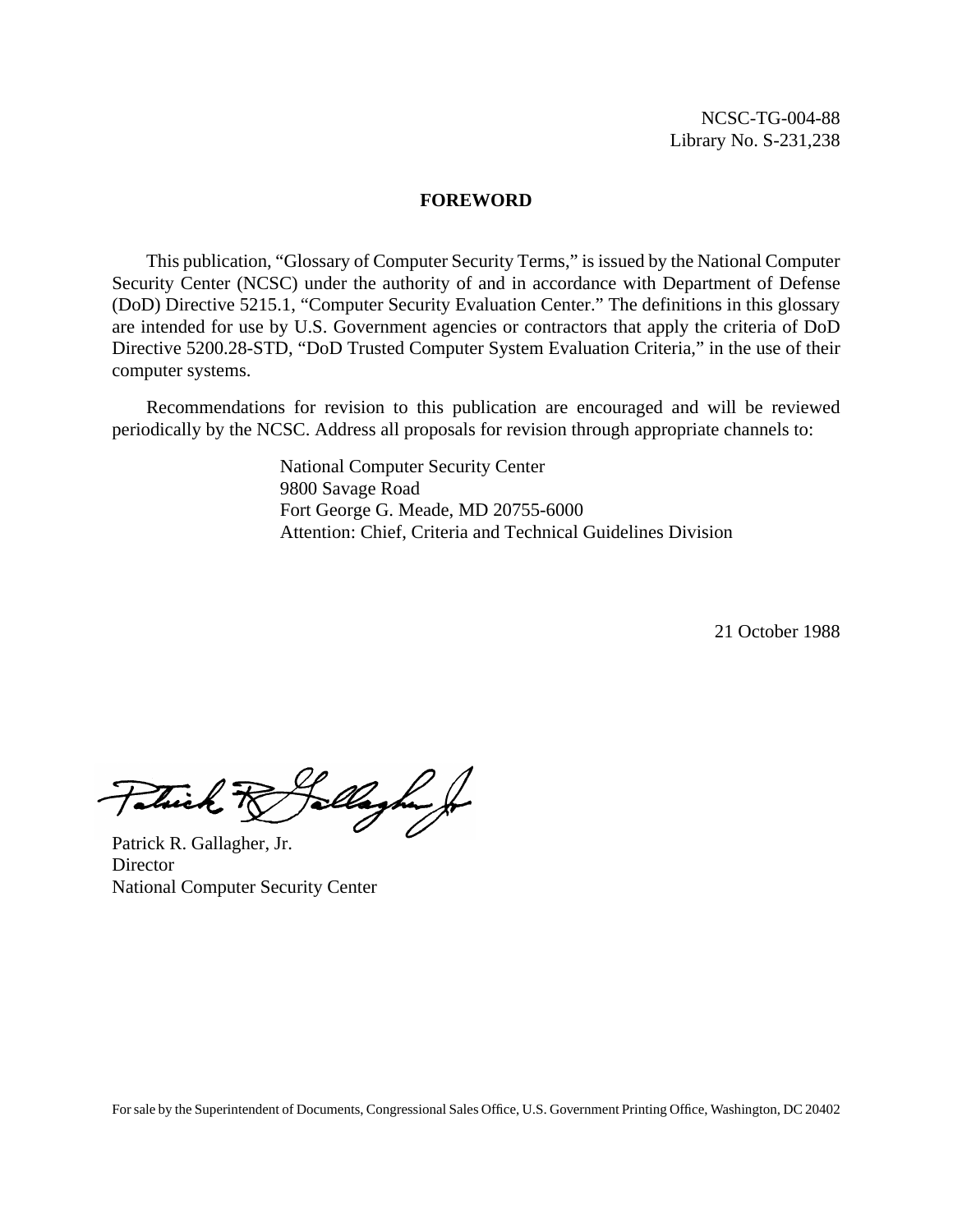NCSC-TG-004-88
Library No. S-231,238

## FOREWORD

This publication, “Glossary of Computer Security Terms,” is issued by the National Computer Security Center (NCSC) under the authority of and in accordance with Department of Defense (DoD) Directive 5215.1, “Computer Security Evaluation Center.” The definitions in this glossary are intended for use by U.S. Government agencies or contractors that apply the criteria of DoD Directive 5200.28-STD, “DoD Trusted Computer System Evaluation Criteria,” in the use of their computer systems.

Recommendations for revision to this publication are encouraged and will be reviewed periodically by the NCSC. Address all proposals for revision through appropriate channels to:

National Computer Security Center
9800 Savage Road
Fort George G. Meade, MD 20755-6000
Attention: Chief, Criteria and Technical Guidelines Division

21 October 1988

Patrick R. Gallagher, Jr.
Director
National Computer Security Center

For sale by the Superintendent of Documents, Congressional Sales Office, U.S. Government Printing Office, Washington, DC 20402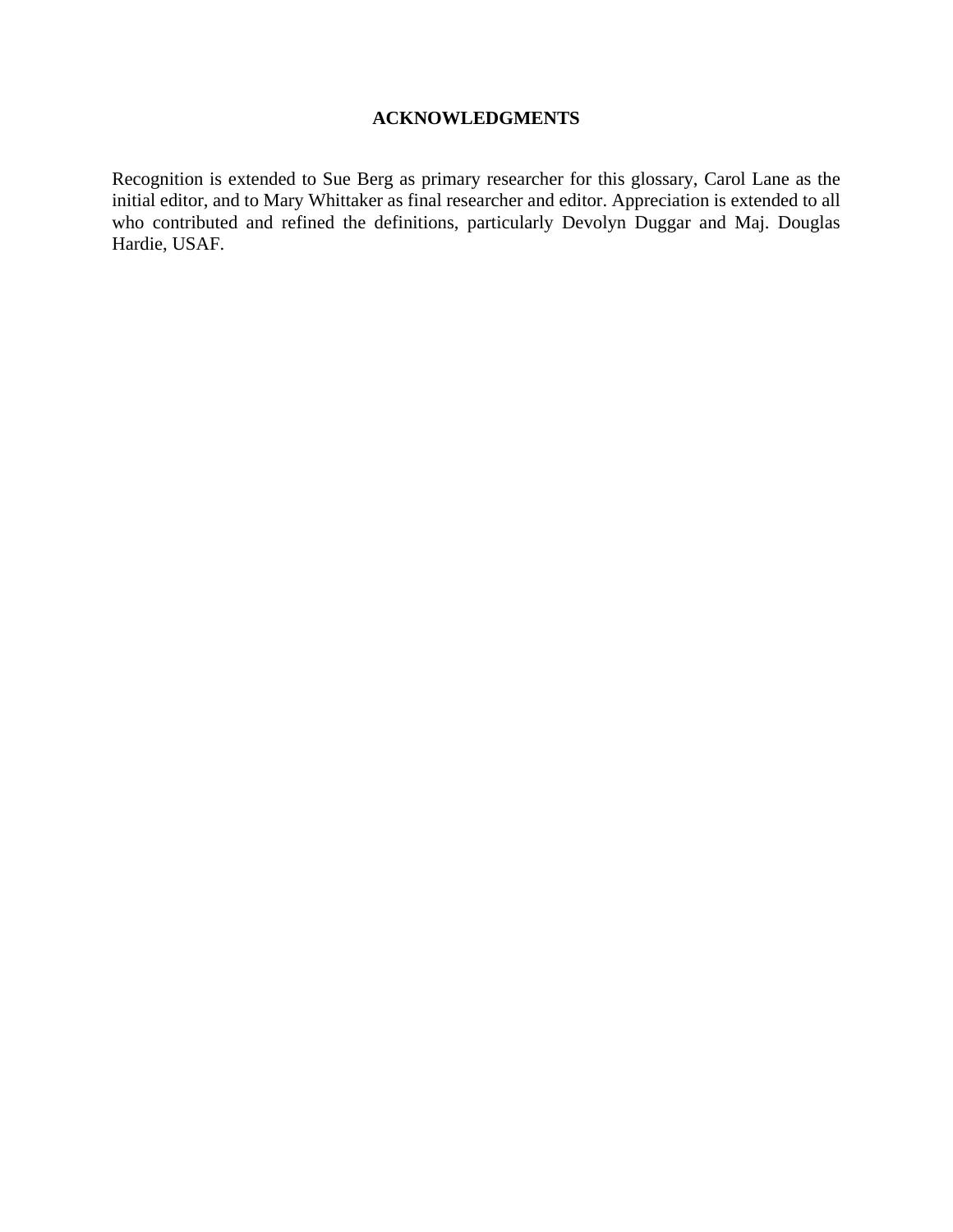# ACKNOWLEDGMENTS

Recognition is extended to Sue Berg as primary researcher for this glossary, Carol Lane as the initial editor, and to Mary Whittaker as final researcher and editor. Appreciation is extended to all who contributed and refined the definitions, particularly Devolyn Duggar and Maj. Douglas Hardie, USAF.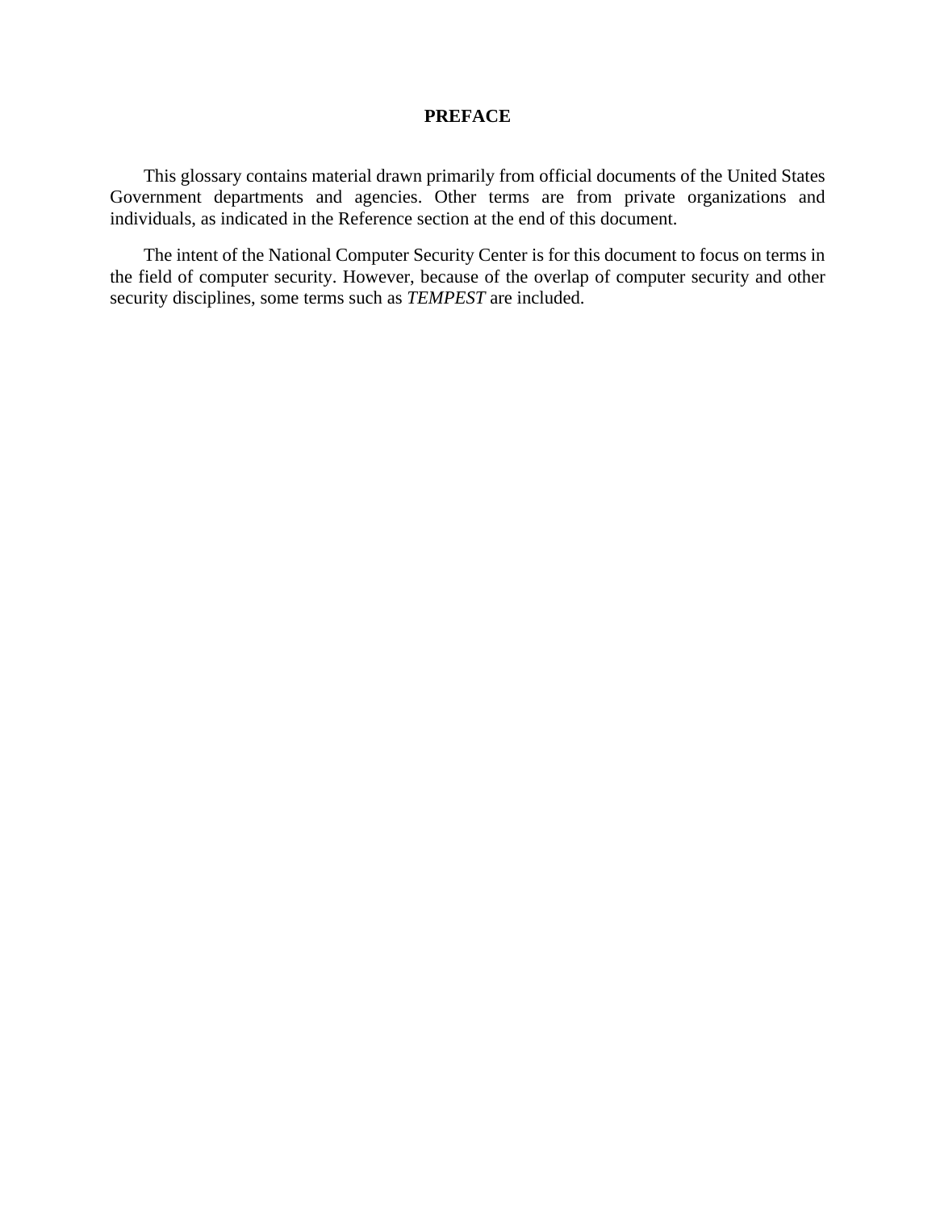# PREFACE

This glossary contains material drawn primarily from official documents of the United States Government departments and agencies. Other terms are from private organizations and individuals, as indicated in the Reference section at the end of this document.

The intent of the National Computer Security Center is for this document to focus on terms in the field of computer security. However, because of the overlap of computer security and other security disciplines, some terms such as *TEMPEST* are included.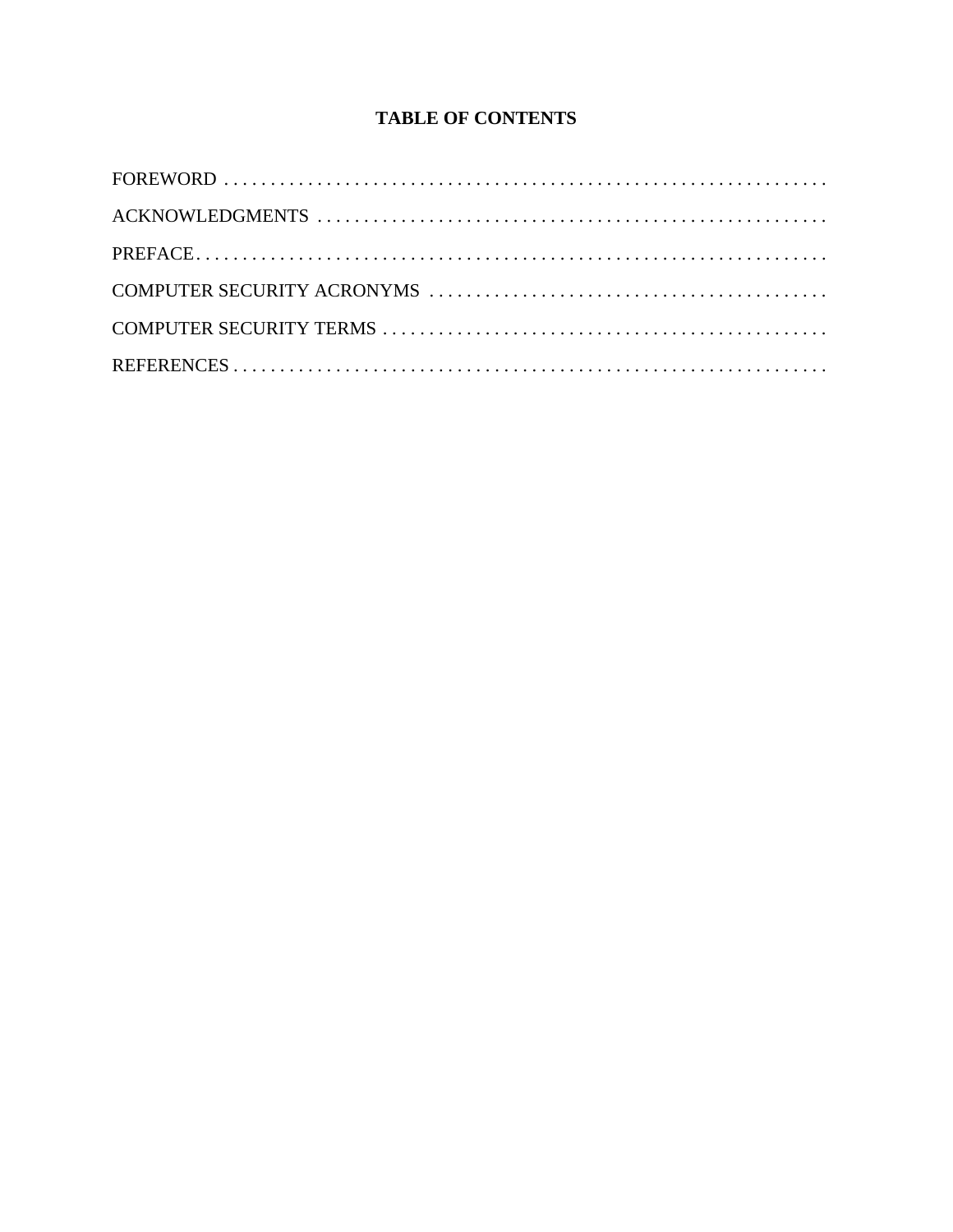# TABLE OF CONTENTS

FOREWORD

ACKNOWLEDGMENTS

PREFACE

COMPUTER SECURITY ACRONYMS

COMPUTER SECURITY TERMS

REFERENCES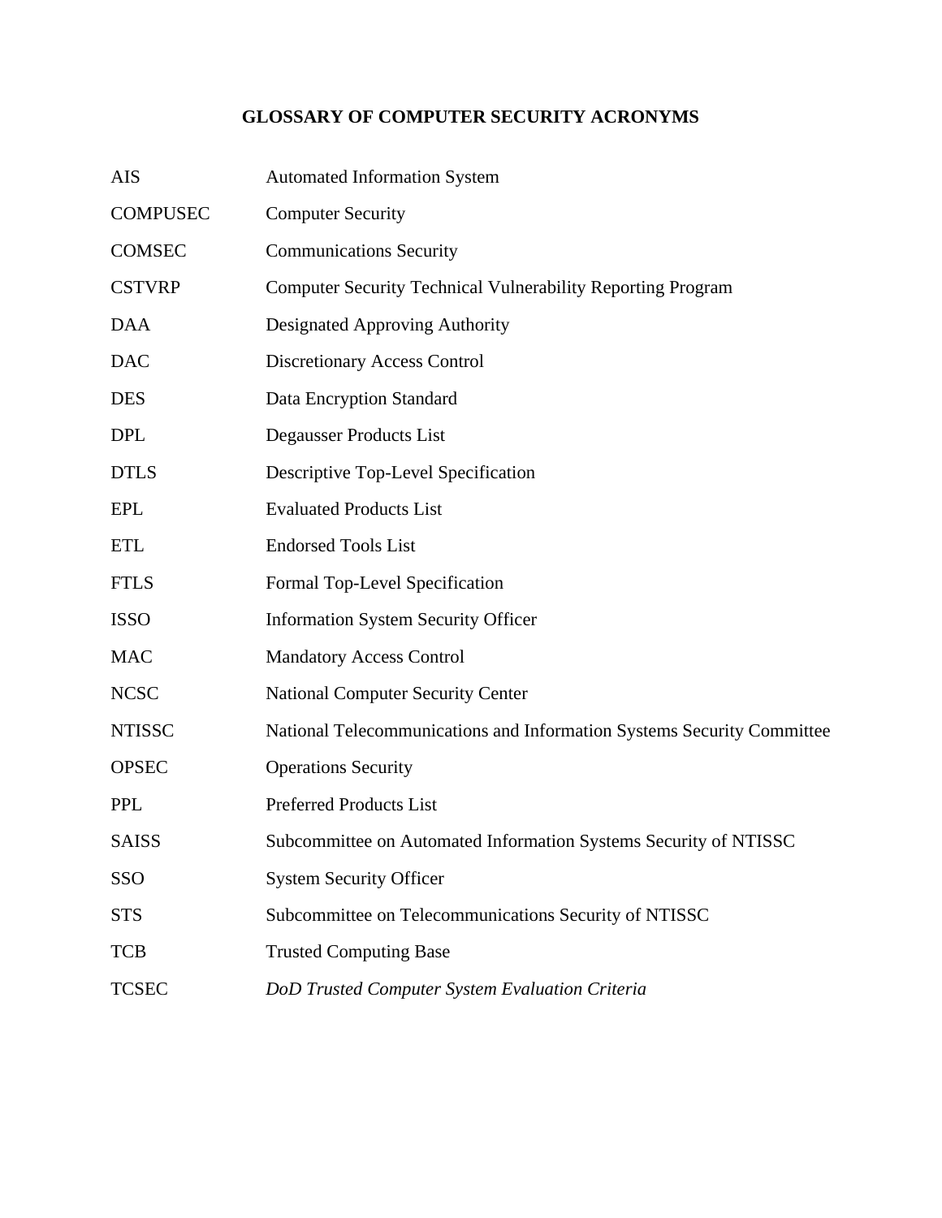# GLOSSARY OF COMPUTER SECURITY ACRONYMS

| | |
|---|---|
| AIS | Automated Information System |
| COMPUSEC | Computer Security |
| COMSEC | Communications Security |
| CSTVRP | Computer Security Technical Vulnerability Reporting Program |
| DAA | Designated Approving Authority |
| DAC | Discretionary Access Control |
| DES | Data Encryption Standard |
| DPL | Degausser Products List |
| DTLS | Descriptive Top-Level Specification |
| EPL | Evaluated Products List |
| ETL | Endorsed Tools List |
| FTLS | Formal Top-Level Specification |
| ISSO | Information System Security Officer |
| MAC | Mandatory Access Control |
| NCSC | National Computer Security Center |
| NTISSC | National Telecommunications and Information Systems Security Committee |
| OPSEC | Operations Security |
| PPL | Preferred Products List |
| SAISS | Subcommittee on Automated Information Systems Security of NTISSC |
| SSO | System Security Officer |
| STS | Subcommittee on Telecommunications Security of NTISSC |
| TCB | Trusted Computing Base |
| TCSEC | *DoD Trusted Computer System Evaluation Criteria* |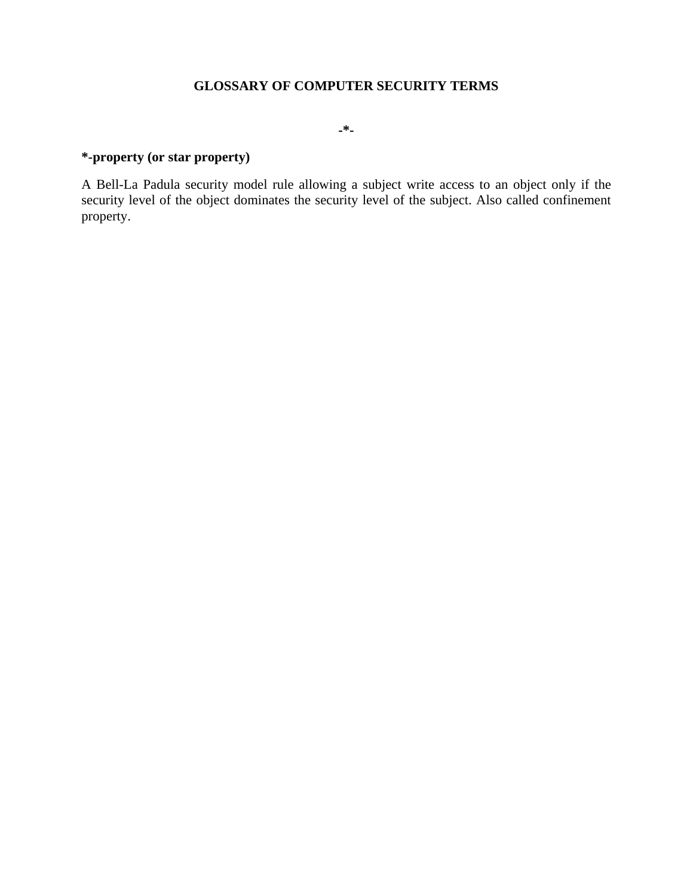# GLOSSARY OF COMPUTER SECURITY TERMS

**-*-**

### *-property (or star property)

A Bell-La Padula security model rule allowing a subject write access to an object only if the security level of the object dominates the security level of the subject. Also called confinement property.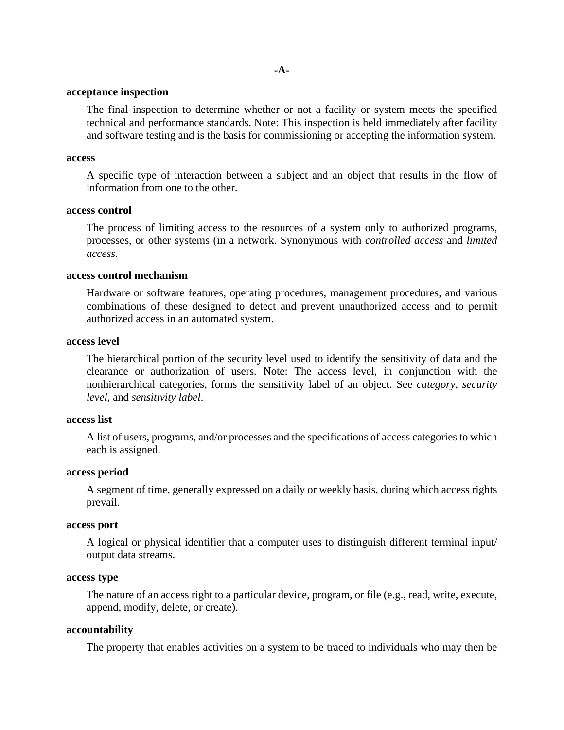## -A-

**acceptance inspection**

The final inspection to determine whether or not a facility or system meets the specified technical and performance standards. Note: This inspection is held immediately after facility and software testing and is the basis for commissioning or accepting the information system.

**access**

A specific type of interaction between a subject and an object that results in the flow of information from one to the other.

**access control**

The process of limiting access to the resources of a system only to authorized programs, processes, or other systems (in a network. Synonymous with *controlled access* and *limited access.*

**access control mechanism**

Hardware or software features, operating procedures, management procedures, and various combinations of these designed to detect and prevent unauthorized access and to permit authorized access in an automated system.

**access level**

The hierarchical portion of the security level used to identify the sensitivity of data and the clearance or authorization of users. Note: The access level, in conjunction with the nonhierarchical categories, forms the sensitivity label of an object. See *category, security level*, and *sensitivity label*.

**access list**

A list of users, programs, and/or processes and the specifications of access categories to which each is assigned.

**access period**

A segment of time, generally expressed on a daily or weekly basis, during which access rights prevail.

**access port**

A logical or physical identifier that a computer uses to distinguish different terminal input/ output data streams.

**access type**

The nature of an access right to a particular device, program, or file (e.g., read, write, execute, append, modify, delete, or create).

**accountability**

The property that enables activities on a system to be traced to individuals who may then be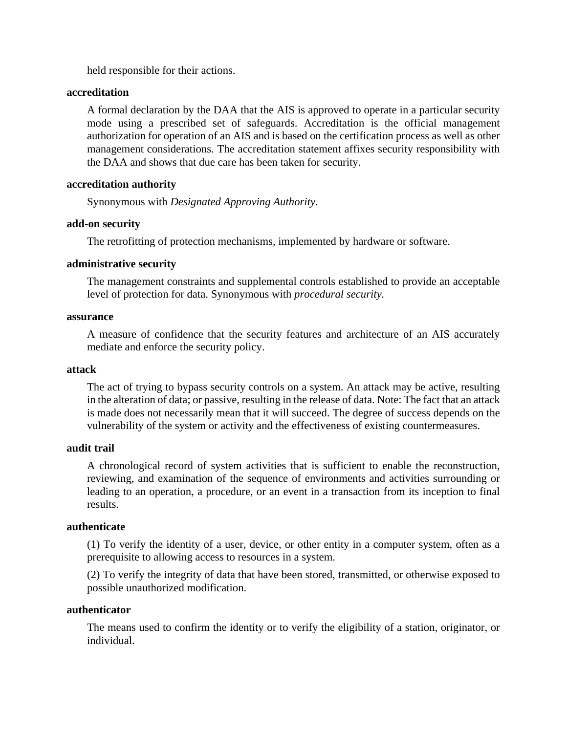held responsible for their actions.

**accreditation**

A formal declaration by the DAA that the AIS is approved to operate in a particular security mode using a prescribed set of safeguards. Accreditation is the official management authorization for operation of an AIS and is based on the certification process as well as other management considerations. The accreditation statement affixes security responsibility with the DAA and shows that due care has been taken for security.

**accreditation authority**

Synonymous with *Designated Approving Authority*.

**add-on security**

The retrofitting of protection mechanisms, implemented by hardware or software.

**administrative security**

The management constraints and supplemental controls established to provide an acceptable level of protection for data. Synonymous with *procedural security.*

**assurance**

A measure of confidence that the security features and architecture of an AIS accurately mediate and enforce the security policy.

**attack**

The act of trying to bypass security controls on a system. An attack may be active, resulting in the alteration of data; or passive, resulting in the release of data. Note: The fact that an attack is made does not necessarily mean that it will succeed. The degree of success depends on the vulnerability of the system or activity and the effectiveness of existing countermeasures.

**audit trail**

A chronological record of system activities that is sufficient to enable the reconstruction, reviewing, and examination of the sequence of environments and activities surrounding or leading to an operation, a procedure, or an event in a transaction from its inception to final results.

**authenticate**

(1) To verify the identity of a user, device, or other entity in a computer system, often as a prerequisite to allowing access to resources in a system.

(2) To verify the integrity of data that have been stored, transmitted, or otherwise exposed to possible unauthorized modification.

**authenticator**

The means used to confirm the identity or to verify the eligibility of a station, originator, or individual.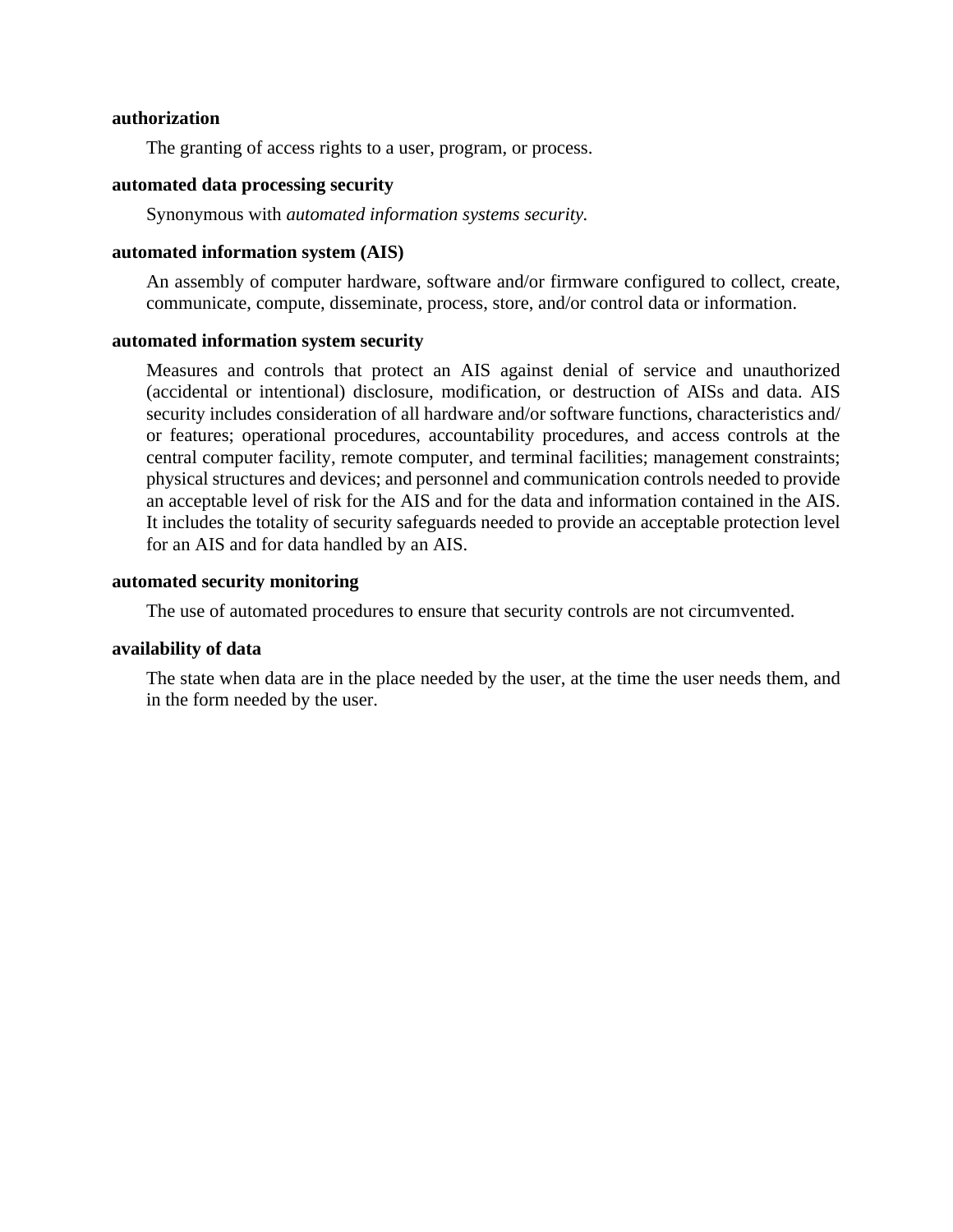**authorization**

The granting of access rights to a user, program, or process.

**automated data processing security**

Synonymous with *automated information systems security.*

**automated information system (AIS)**

An assembly of computer hardware, software and/or firmware configured to collect, create, communicate, compute, disseminate, process, store, and/or control data or information.

**automated information system security**

Measures and controls that protect an AIS against denial of service and unauthorized (accidental or intentional) disclosure, modification, or destruction of AISs and data. AIS security includes consideration of all hardware and/or software functions, characteristics and/or features; operational procedures, accountability procedures, and access controls at the central computer facility, remote computer, and terminal facilities; management constraints; physical structures and devices; and personnel and communication controls needed to provide an acceptable level of risk for the AIS and for the data and information contained in the AIS. It includes the totality of security safeguards needed to provide an acceptable protection level for an AIS and for data handled by an AIS.

**automated security monitoring**

The use of automated procedures to ensure that security controls are not circumvented.

**availability of data**

The state when data are in the place needed by the user, at the time the user needs them, and in the form needed by the user.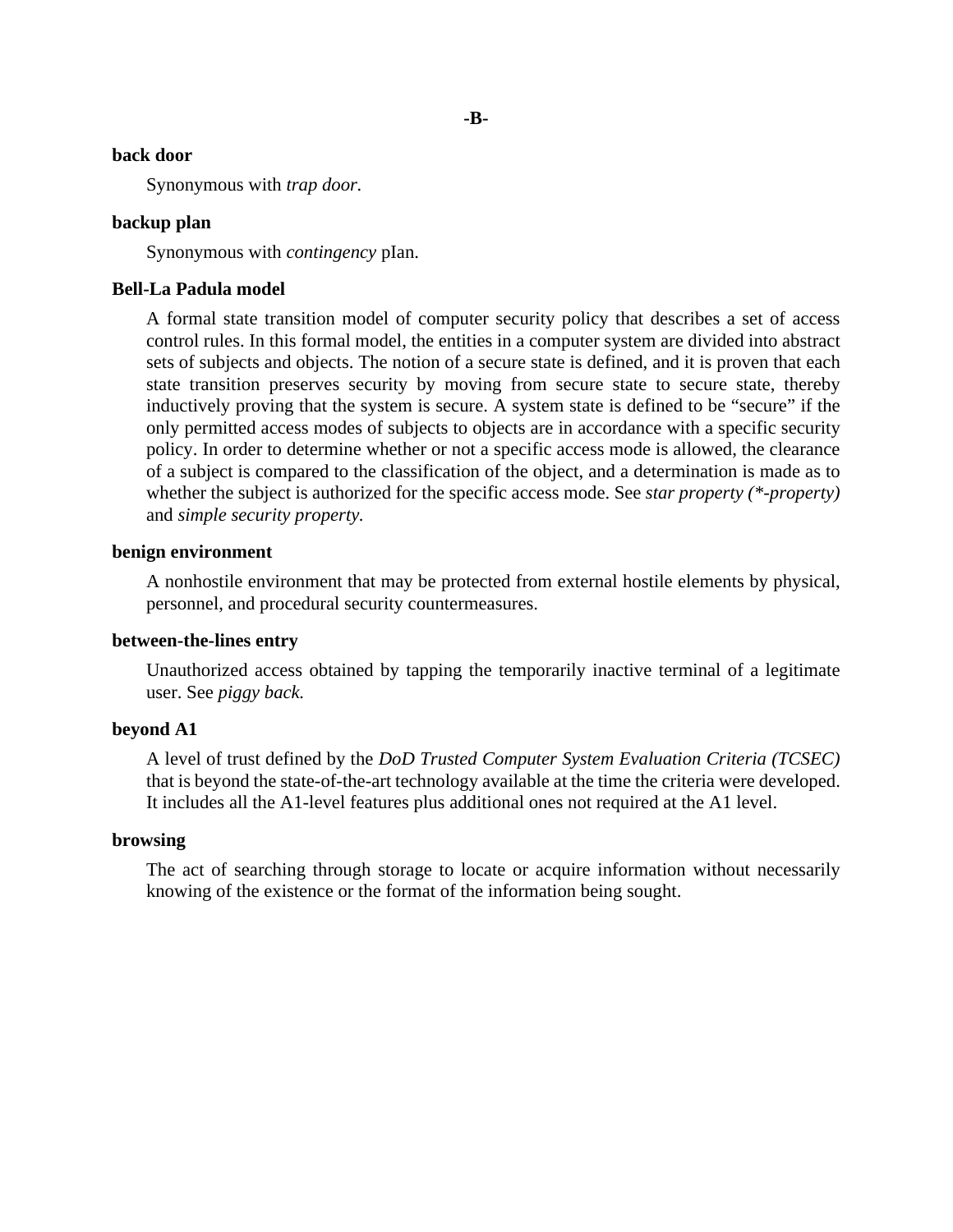## -B-

**back door**

Synonymous with *trap door.*

**backup plan**

Synonymous with *contingency* pIan.

**Bell-La Padula model**

A formal state transition model of computer security policy that describes a set of access control rules. In this formal model, the entities in a computer system are divided into abstract sets of subjects and objects. The notion of a secure state is defined, and it is proven that each state transition preserves security by moving from secure state to secure state, thereby inductively proving that the system is secure. A system state is defined to be "secure" if the only permitted access modes of subjects to objects are in accordance with a specific security policy. In order to determine whether or not a specific access mode is allowed, the clearance of a subject is compared to the classification of the object, and a determination is made as to whether the subject is authorized for the specific access mode. See *star property (*-property)* and *simple security property.*

**benign environment**

A nonhostile environment that may be protected from external hostile elements by physical, personnel, and procedural security countermeasures.

**between-the-lines entry**

Unauthorized access obtained by tapping the temporarily inactive terminal of a legitimate user. See *piggy back.*

**beyond A1**

A level of trust defined by the *DoD Trusted Computer System Evaluation Criteria (TCSEC)* that is beyond the state-of-the-art technology available at the time the criteria were developed. It includes all the A1-level features plus additional ones not required at the A1 level.

**browsing**

The act of searching through storage to locate or acquire information without necessarily knowing of the existence or the format of the information being sought.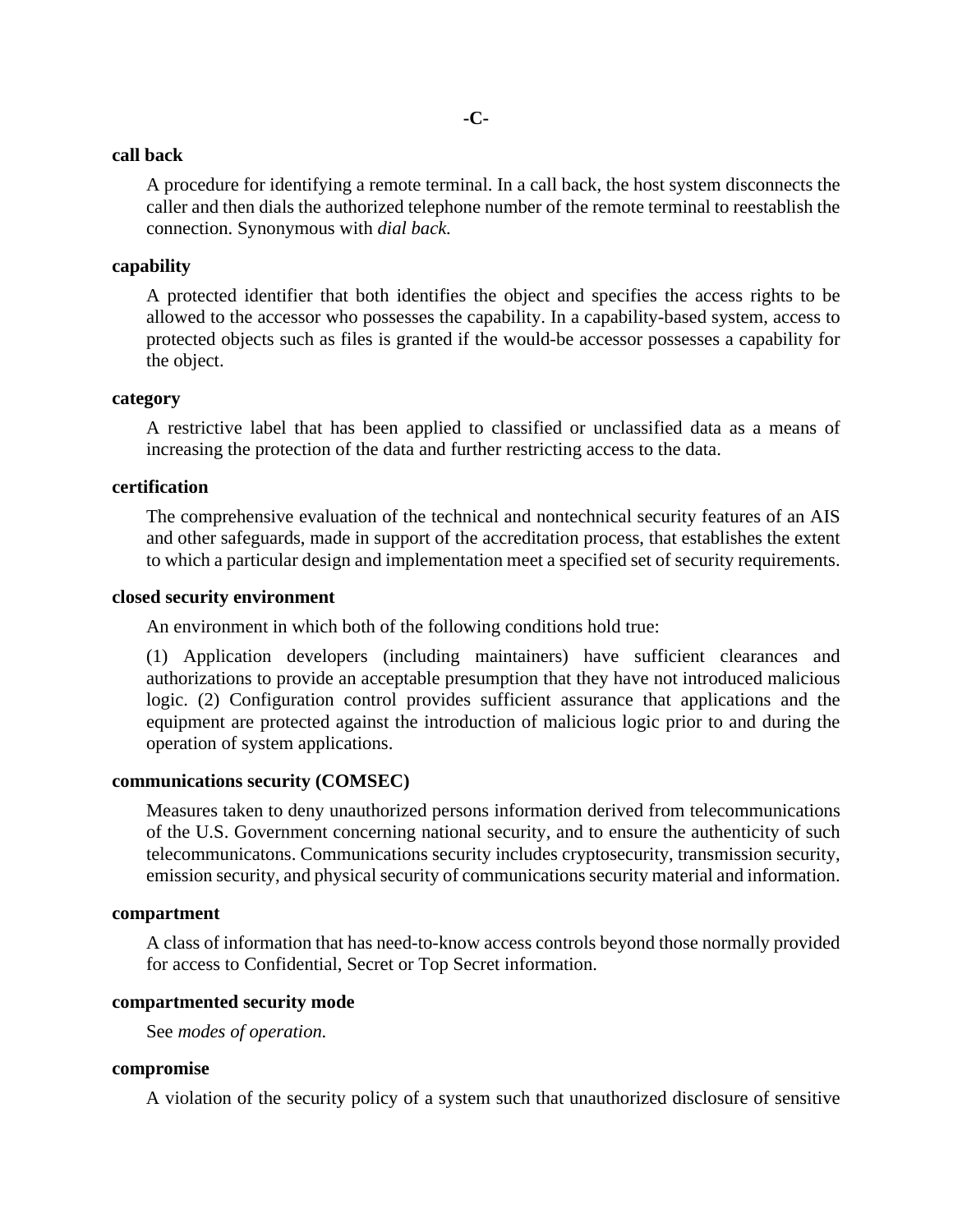## -C-

**call back**

A procedure for identifying a remote terminal. In a call back, the host system disconnects the caller and then dials the authorized telephone number of the remote terminal to reestablish the connection. Synonymous with *dial back.*

**capability**

A protected identifier that both identifies the object and specifies the access rights to be allowed to the accessor who possesses the capability. In a capability-based system, access to protected objects such as files is granted if the would-be accessor possesses a capability for the object.

**category**

A restrictive label that has been applied to classified or unclassified data as a means of increasing the protection of the data and further restricting access to the data.

**certification**

The comprehensive evaluation of the technical and nontechnical security features of an AIS and other safeguards, made in support of the accreditation process, that establishes the extent to which a particular design and implementation meet a specified set of security requirements.

**closed security environment**

An environment in which both of the following conditions hold true:

(1) Application developers (including maintainers) have sufficient clearances and authorizations to provide an acceptable presumption that they have not introduced malicious logic. (2) Configuration control provides sufficient assurance that applications and the equipment are protected against the introduction of malicious logic prior to and during the operation of system applications.

**communications security (COMSEC)**

Measures taken to deny unauthorized persons information derived from telecommunications of the U.S. Government concerning national security, and to ensure the authenticity of such telecommunicatons. Communications security includes cryptosecurity, transmission security, emission security, and physical security of communications security material and information.

**compartment**

A class of information that has need-to-know access controls beyond those normally provided for access to Confidential, Secret or Top Secret information.

**compartmented security mode**

See *modes of operation.*

**compromise**

A violation of the security policy of a system such that unauthorized disclosure of sensitive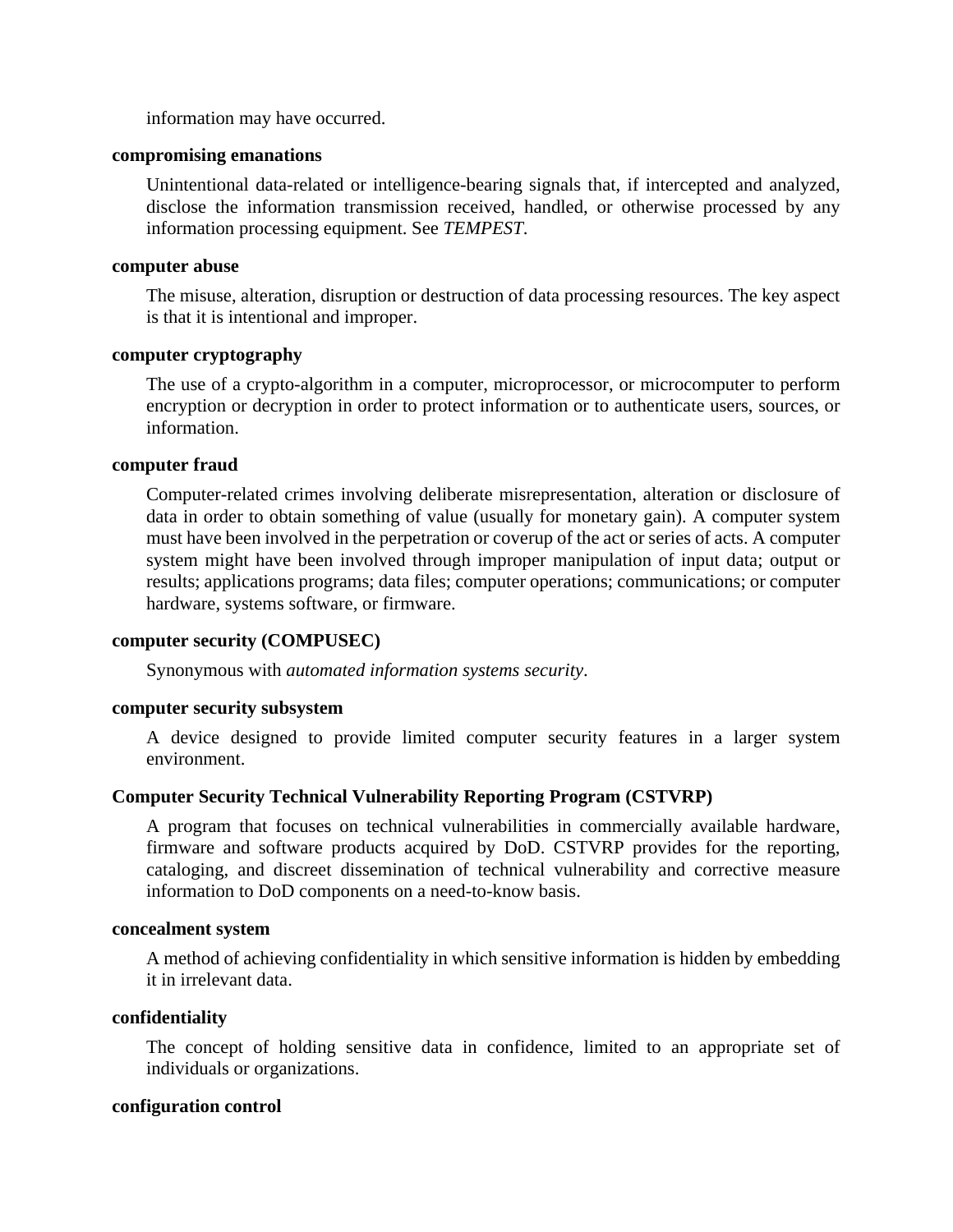information may have occurred.

**compromising emanations**

Unintentional data-related or intelligence-bearing signals that, if intercepted and analyzed, disclose the information transmission received, handled, or otherwise processed by any information processing equipment. See *TEMPEST*.

**computer abuse**

The misuse, alteration, disruption or destruction of data processing resources. The key aspect is that it is intentional and improper.

**computer cryptography**

The use of a crypto-algorithm in a computer, microprocessor, or microcomputer to perform encryption or decryption in order to protect information or to authenticate users, sources, or information.

**computer fraud**

Computer-related crimes involving deliberate misrepresentation, alteration or disclosure of data in order to obtain something of value (usually for monetary gain). A computer system must have been involved in the perpetration or coverup of the act or series of acts. A computer system might have been involved through improper manipulation of input data; output or results; applications programs; data files; computer operations; communications; or computer hardware, systems software, or firmware.

**computer security (COMPUSEC)**

Synonymous with *automated information systems security*.

**computer security subsystem**

A device designed to provide limited computer security features in a larger system environment.

**Computer Security Technical Vulnerability Reporting Program (CSTVRP)**

A program that focuses on technical vulnerabilities in commercially available hardware, firmware and software products acquired by DoD. CSTVRP provides for the reporting, cataloging, and discreet dissemination of technical vulnerability and corrective measure information to DoD components on a need-to-know basis.

**concealment system**

A method of achieving confidentiality in which sensitive information is hidden by embedding it in irrelevant data.

**confidentiality**

The concept of holding sensitive data in confidence, limited to an appropriate set of individuals or organizations.

**configuration control**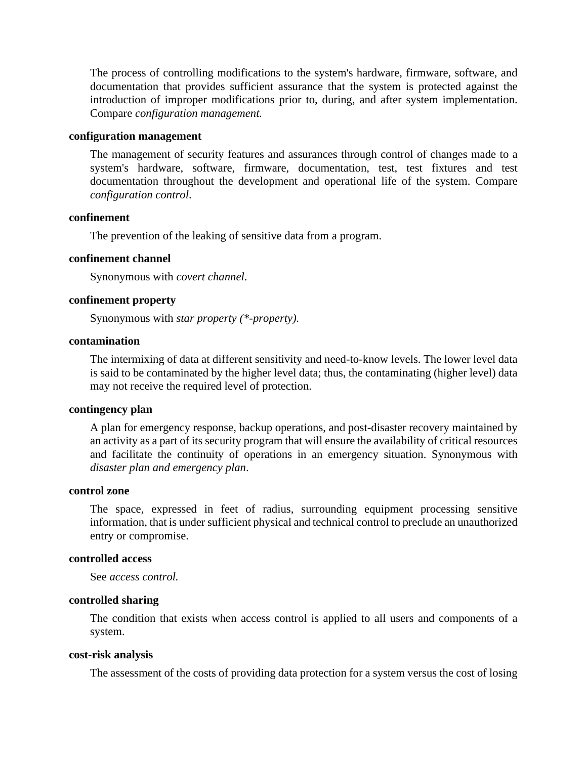The process of controlling modifications to the system's hardware, firmware, software, and documentation that provides sufficient assurance that the system is protected against the introduction of improper modifications prior to, during, and after system implementation. Compare *configuration management.*

**configuration management**

The management of security features and assurances through control of changes made to a system's hardware, software, firmware, documentation, test, test fixtures and test documentation throughout the development and operational life of the system. Compare *configuration control*.

**confinement**

The prevention of the leaking of sensitive data from a program.

**confinement channel**

Synonymous with *covert channel*.

**confinement property**

Synonymous with *star property (*-property).*

**contamination**

The intermixing of data at different sensitivity and need-to-know levels. The lower level data is said to be contaminated by the higher level data; thus, the contaminating (higher level) data may not receive the required level of protection.

**contingency plan**

A plan for emergency response, backup operations, and post-disaster recovery maintained by an activity as a part of its security program that will ensure the availability of critical resources and facilitate the continuity of operations in an emergency situation. Synonymous with *disaster plan and emergency plan*.

**control zone**

The space, expressed in feet of radius, surrounding equipment processing sensitive information, that is under sufficient physical and technical control to preclude an unauthorized entry or compromise.

**controlled access**

See *access control.*

**controlled sharing**

The condition that exists when access control is applied to all users and components of a system.

**cost-risk analysis**

The assessment of the costs of providing data protection for a system versus the cost of losing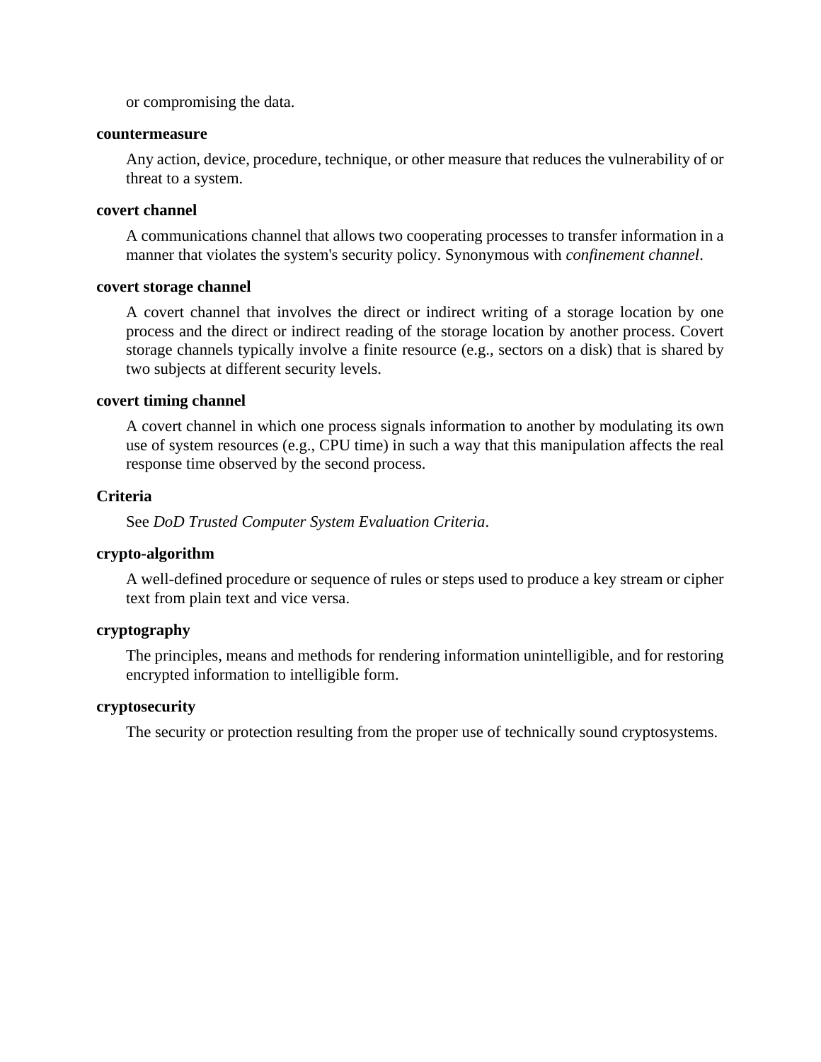or compromising the data.

**countermeasure**

Any action, device, procedure, technique, or other measure that reduces the vulnerability of or threat to a system.

**covert channel**

A communications channel that allows two cooperating processes to transfer information in a manner that violates the system's security policy. Synonymous with *confinement channel*.

**covert storage channel**

A covert channel that involves the direct or indirect writing of a storage location by one process and the direct or indirect reading of the storage location by another process. Covert storage channels typically involve a finite resource (e.g., sectors on a disk) that is shared by two subjects at different security levels.

**covert timing channel**

A covert channel in which one process signals information to another by modulating its own use of system resources (e.g., CPU time) in such a way that this manipulation affects the real response time observed by the second process.

**Criteria**

See *DoD Trusted Computer System Evaluation Criteria*.

**crypto-algorithm**

A well-defined procedure or sequence of rules or steps used to produce a key stream or cipher text from plain text and vice versa.

**cryptography**

The principles, means and methods for rendering information unintelligible, and for restoring encrypted information to intelligible form.

**cryptosecurity**

The security or protection resulting from the proper use of technically sound cryptosystems.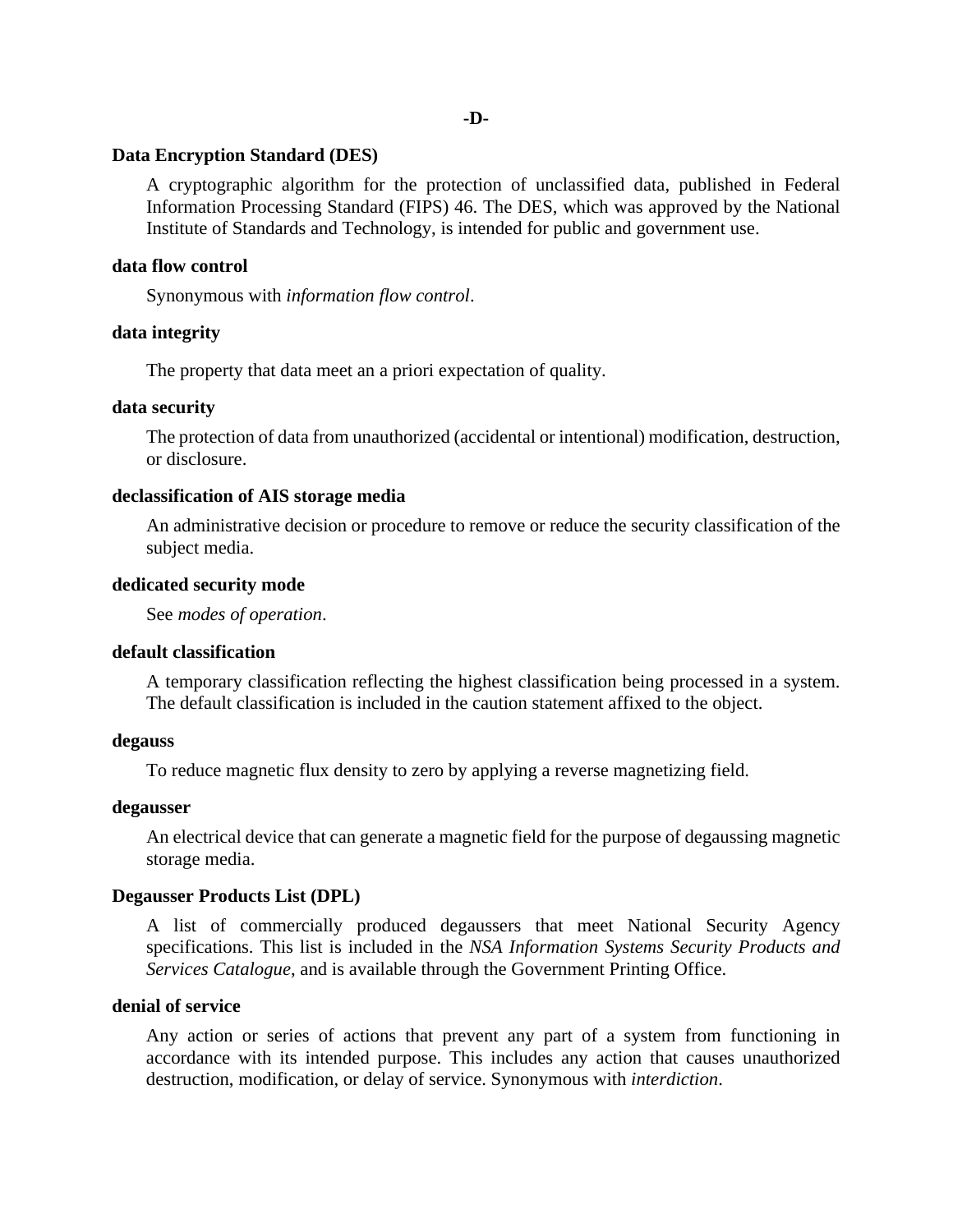## -D-

**Data Encryption Standard (DES)**

A cryptographic algorithm for the protection of unclassified data, published in Federal Information Processing Standard (FIPS) 46. The DES, which was approved by the National Institute of Standards and Technology, is intended for public and government use.

**data flow control**

Synonymous with *information flow control*.

**data integrity**

The property that data meet an a priori expectation of quality.

**data security**

The protection of data from unauthorized (accidental or intentional) modification, destruction, or disclosure.

**declassification of AIS storage media**

An administrative decision or procedure to remove or reduce the security classification of the subject media.

**dedicated security mode**

See *modes of operation*.

**default classification**

A temporary classification reflecting the highest classification being processed in a system. The default classification is included in the caution statement affixed to the object.

**degauss**

To reduce magnetic flux density to zero by applying a reverse magnetizing field.

**degausser**

An electrical device that can generate a magnetic field for the purpose of degaussing magnetic storage media.

**Degausser Products List (DPL)**

A list of commercially produced degaussers that meet National Security Agency specifications. This list is included in the *NSA Information Systems Security Products and Services Catalogue*, and is available through the Government Printing Office.

**denial of service**

Any action or series of actions that prevent any part of a system from functioning in accordance with its intended purpose. This includes any action that causes unauthorized destruction, modification, or delay of service. Synonymous with *interdiction*.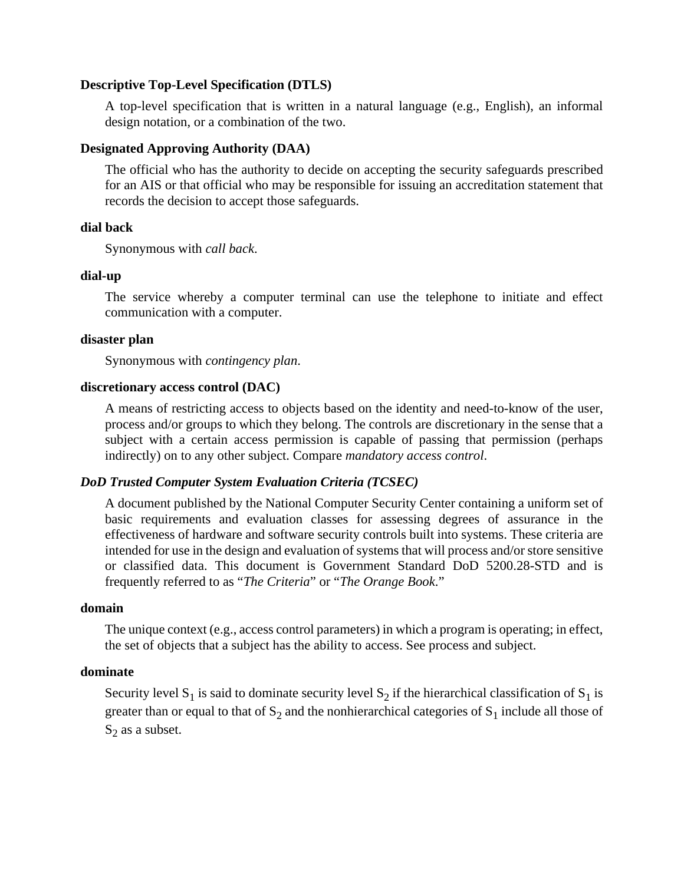**Descriptive Top-Level Specification (DTLS)**

A top-level specification that is written in a natural language (e.g., English), an informal design notation, or a combination of the two.

**Designated Approving Authority (DAA)**

The official who has the authority to decide on accepting the security safeguards prescribed for an AIS or that official who may be responsible for issuing an accreditation statement that records the decision to accept those safeguards.

**dial back**

Synonymous with *call back*.

**dial-up**

The service whereby a computer terminal can use the telephone to initiate and effect communication with a computer.

**disaster plan**

Synonymous with *contingency plan*.

**discretionary access control (DAC)**

A means of restricting access to objects based on the identity and need-to-know of the user, process and/or groups to which they belong. The controls are discretionary in the sense that a subject with a certain access permission is capable of passing that permission (perhaps indirectly) on to any other subject. Compare *mandatory access control*.

***DoD Trusted Computer System Evaluation Criteria (TCSEC)***

A document published by the National Computer Security Center containing a uniform set of basic requirements and evaluation classes for assessing degrees of assurance in the effectiveness of hardware and software security controls built into systems. These criteria are intended for use in the design and evaluation of systems that will process and/or store sensitive or classified data. This document is Government Standard DoD 5200.28-STD and is frequently referred to as "*The Criteria*" or "*The Orange Book*."

**domain**

The unique context (e.g., access control parameters) in which a program is operating; in effect, the set of objects that a subject has the ability to access. See process and subject.

**dominate**

Security level $S_1$ is said to dominate security level $S_2$ if the hierarchical classification of $S_1$ is greater than or equal to that of $S_2$ and the nonhierarchical categories of $S_1$ include all those of $S_2$ as a subset.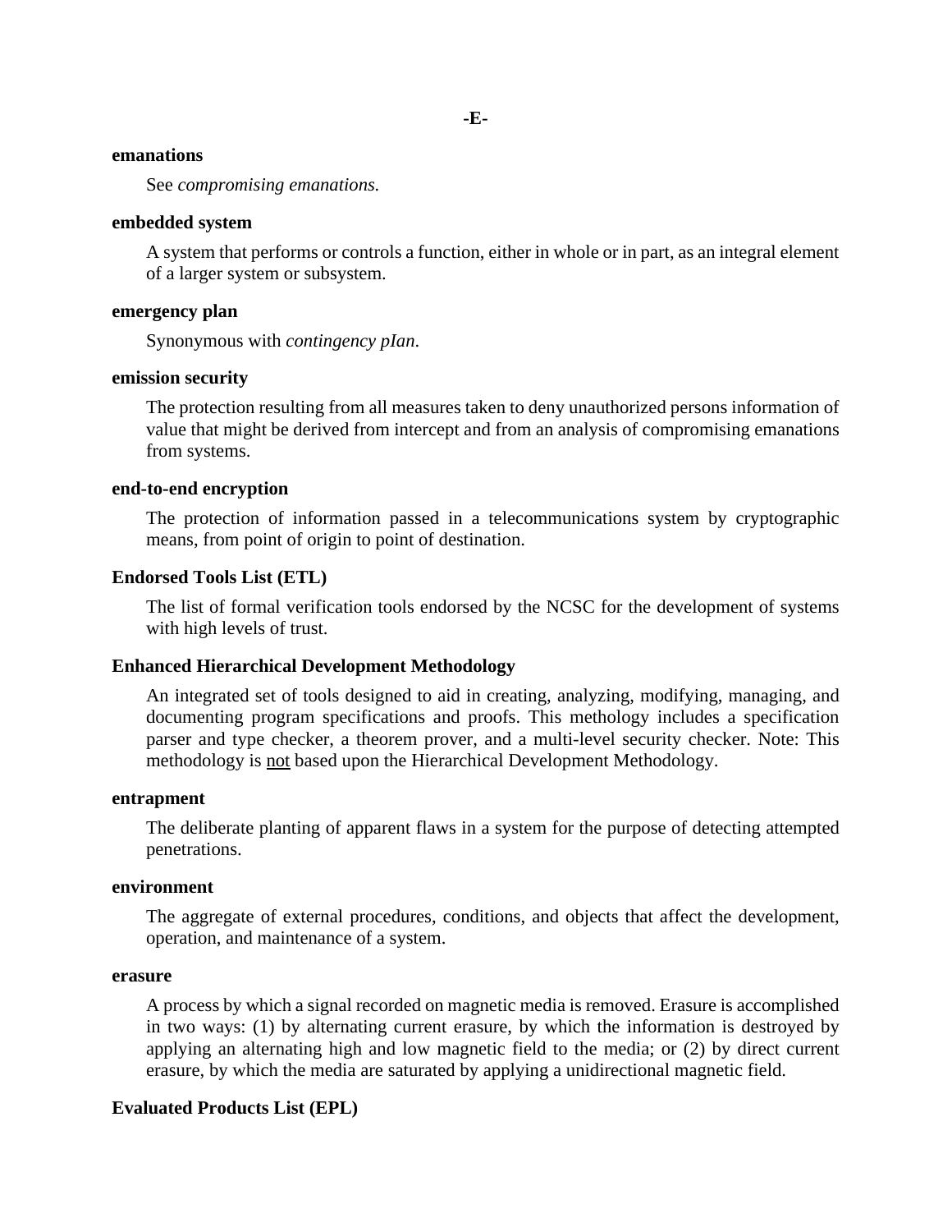## -E-

**emanations**

See *compromising emanations.*

**embedded system**

A system that performs or controls a function, either in whole or in part, as an integral element of a larger system or subsystem.

**emergency plan**

Synonymous with *contingency pIan*.

**emission security**

The protection resulting from all measures taken to deny unauthorized persons information of value that might be derived from intercept and from an analysis of compromising emanations from systems.

**end-to-end encryption**

The protection of information passed in a telecommunications system by cryptographic means, from point of origin to point of destination.

**Endorsed Tools List (ETL)**

The list of formal verification tools endorsed by the NCSC for the development of systems with high levels of trust.

**Enhanced Hierarchical Development Methodology**

An integrated set of tools designed to aid in creating, analyzing, modifying, managing, and documenting program specifications and proofs. This methology includes a specification parser and type checker, a theorem prover, and a multi-level security checker. Note: This methodology is <u>not</u> based upon the Hierarchical Development Methodology.

**entrapment**

The deliberate planting of apparent flaws in a system for the purpose of detecting attempted penetrations.

**environment**

The aggregate of external procedures, conditions, and objects that affect the development, operation, and maintenance of a system.

**erasure**

A process by which a signal recorded on magnetic media is removed. Erasure is accomplished in two ways: (1) by alternating current erasure, by which the information is destroyed by applying an alternating high and low magnetic field to the media; or (2) by direct current erasure, by which the media are saturated by applying a unidirectional magnetic field.

**Evaluated Products List (EPL)**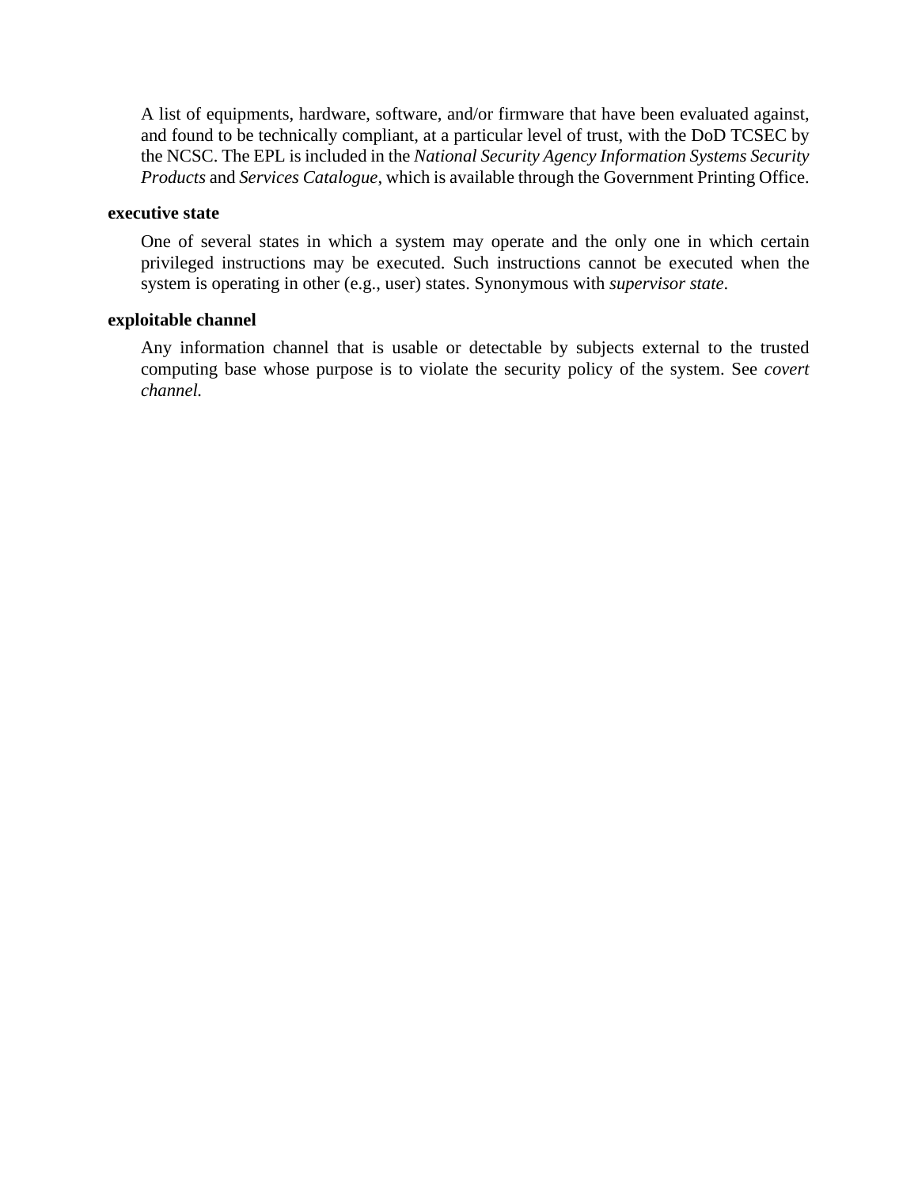A list of equipments, hardware, software, and/or firmware that have been evaluated against, and found to be technically compliant, at a particular level of trust, with the DoD TCSEC by the NCSC. The EPL is included in the *National Security Agency Information Systems Security Products* and *Services Catalogue*, which is available through the Government Printing Office.

**executive state**

One of several states in which a system may operate and the only one in which certain privileged instructions may be executed. Such instructions cannot be executed when the system is operating in other (e.g., user) states. Synonymous with *supervisor state*.

**exploitable channel**

Any information channel that is usable or detectable by subjects external to the trusted computing base whose purpose is to violate the security policy of the system. See *covert channel.*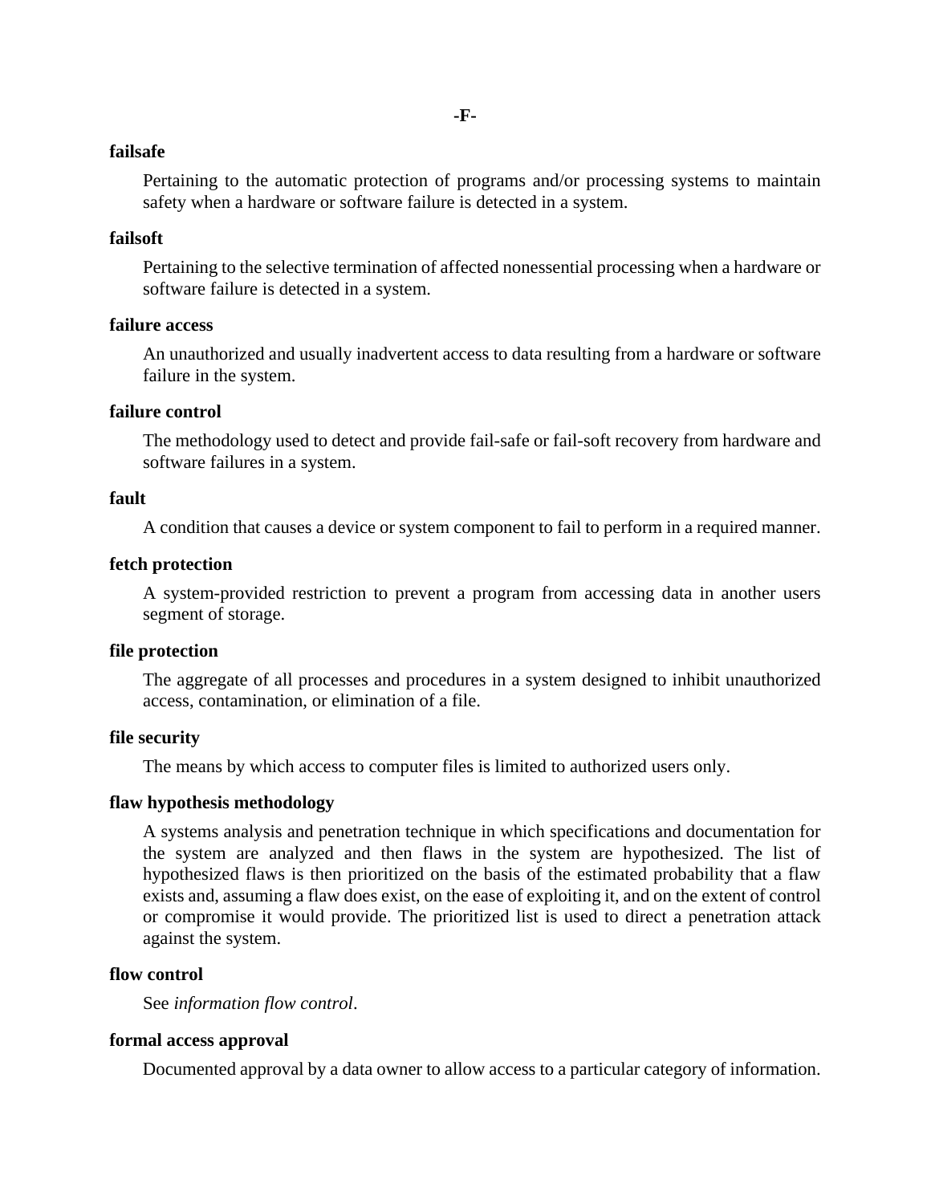## -F-

**failsafe**

Pertaining to the automatic protection of programs and/or processing systems to maintain safety when a hardware or software failure is detected in a system.

**failsoft**

Pertaining to the selective termination of affected nonessential processing when a hardware or software failure is detected in a system.

**failure access**

An unauthorized and usually inadvertent access to data resulting from a hardware or software failure in the system.

**failure control**

The methodology used to detect and provide fail-safe or fail-soft recovery from hardware and software failures in a system.

**fault**

A condition that causes a device or system component to fail to perform in a required manner.

**fetch protection**

A system-provided restriction to prevent a program from accessing data in another users segment of storage.

**file protection**

The aggregate of all processes and procedures in a system designed to inhibit unauthorized access, contamination, or elimination of a file.

**file security**

The means by which access to computer files is limited to authorized users only.

**flaw hypothesis methodology**

A systems analysis and penetration technique in which specifications and documentation for the system are analyzed and then flaws in the system are hypothesized. The list of hypothesized flaws is then prioritized on the basis of the estimated probability that a flaw exists and, assuming a flaw does exist, on the ease of exploiting it, and on the extent of control or compromise it would provide. The prioritized list is used to direct a penetration attack against the system.

**flow control**

See *information flow control*.

**formal access approval**

Documented approval by a data owner to allow access to a particular category of information.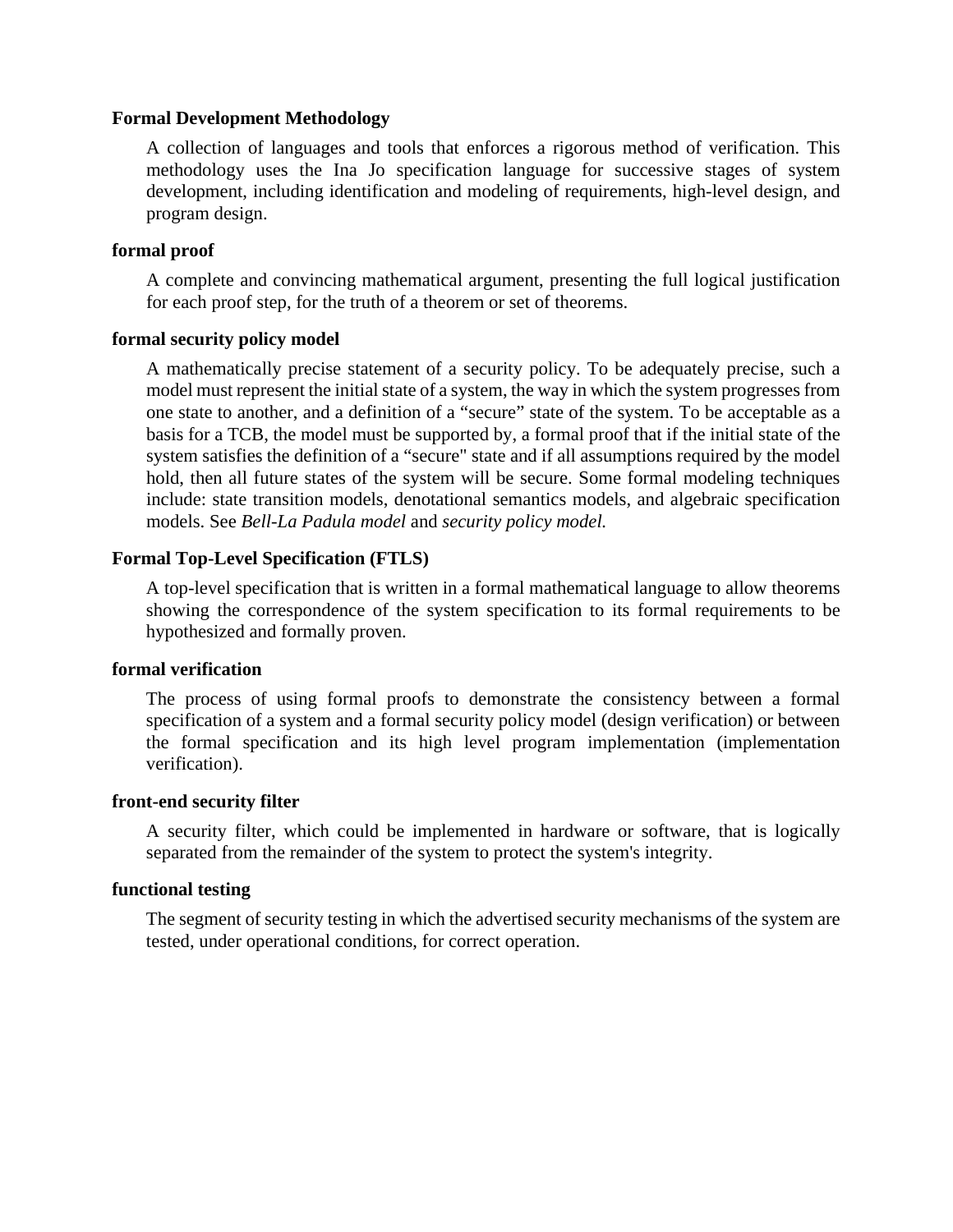**Formal Development Methodology**

A collection of languages and tools that enforces a rigorous method of verification. This methodology uses the Ina Jo specification language for successive stages of system development, including identification and modeling of requirements, high-level design, and program design.

**formal proof**

A complete and convincing mathematical argument, presenting the full logical justification for each proof step, for the truth of a theorem or set of theorems.

**formal security policy model**

A mathematically precise statement of a security policy. To be adequately precise, such a model must represent the initial state of a system, the way in which the system progresses from one state to another, and a definition of a "secure" state of the system. To be acceptable as a basis for a TCB, the model must be supported by, a formal proof that if the initial state of the system satisfies the definition of a "secure" state and if all assumptions required by the model hold, then all future states of the system will be secure. Some formal modeling techniques include: state transition models, denotational semantics models, and algebraic specification models. See *Bell-La Padula model* and *security policy model.*

**Formal Top-Level Specification (FTLS)**

A top-level specification that is written in a formal mathematical language to allow theorems showing the correspondence of the system specification to its formal requirements to be hypothesized and formally proven.

**formal verification**

The process of using formal proofs to demonstrate the consistency between a formal specification of a system and a formal security policy model (design verification) or between the formal specification and its high level program implementation (implementation verification).

**front-end security filter**

A security filter, which could be implemented in hardware or software, that is logically separated from the remainder of the system to protect the system's integrity.

**functional testing**

The segment of security testing in which the advertised security mechanisms of the system are tested, under operational conditions, for correct operation.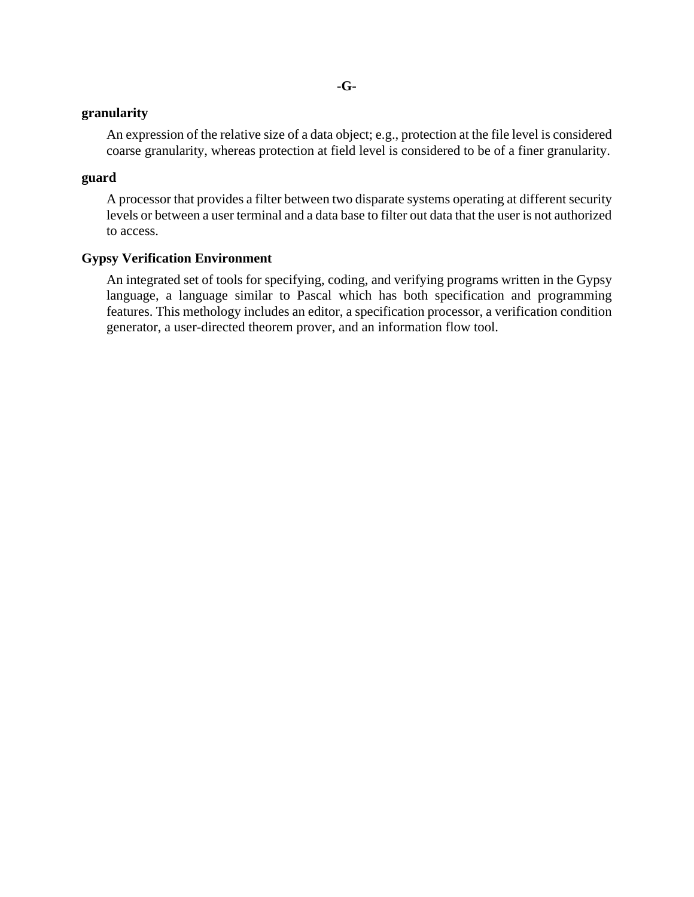## -G-

**granularity**

An expression of the relative size of a data object; e.g., protection at the file level is considered coarse granularity, whereas protection at field level is considered to be of a finer granularity.

**guard**

A processor that provides a filter between two disparate systems operating at different security levels or between a user terminal and a data base to filter out data that the user is not authorized to access.

**Gypsy Verification Environment**

An integrated set of tools for specifying, coding, and verifying programs written in the Gypsy language, a language similar to Pascal which has both specification and programming features. This methology includes an editor, a specification processor, a verification condition generator, a user-directed theorem prover, and an information flow tool.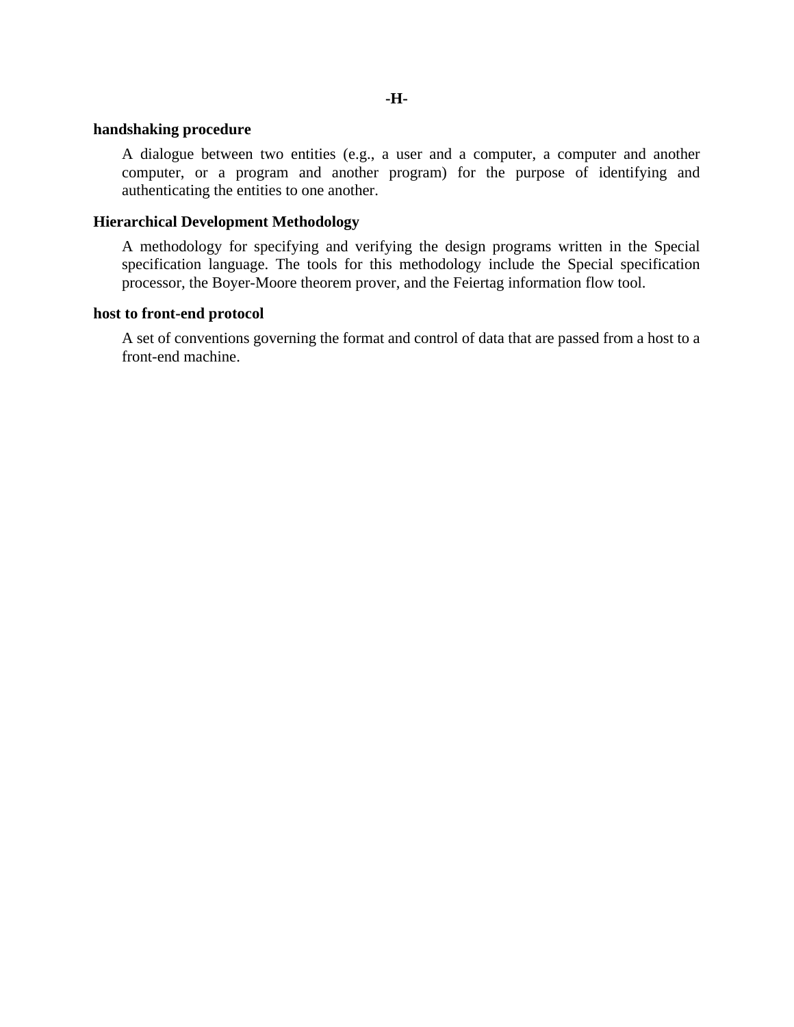## -H-

**handshaking procedure**

A dialogue between two entities (e.g., a user and a computer, a computer and another computer, or a program and another program) for the purpose of identifying and authenticating the entities to one another.

**Hierarchical Development Methodology**

A methodology for specifying and verifying the design programs written in the Special specification language. The tools for this methodology include the Special specification processor, the Boyer-Moore theorem prover, and the Feiertag information flow tool.

**host to front-end protocol**

A set of conventions governing the format and control of data that are passed from a host to a front-end machine.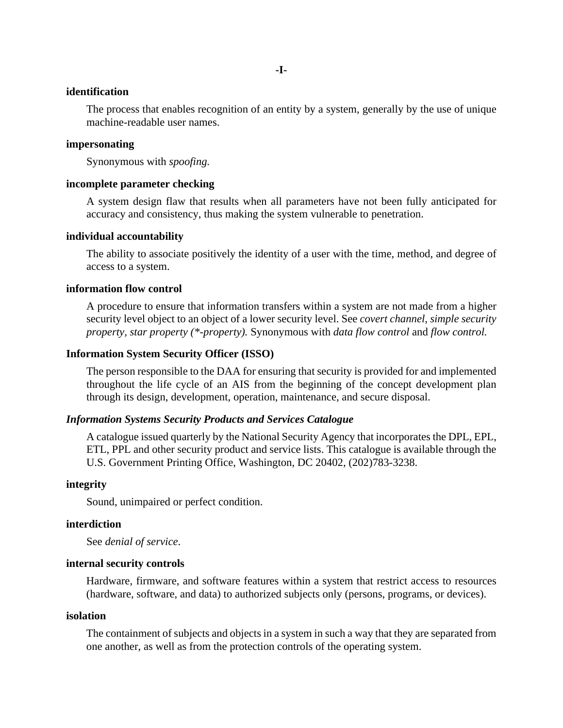## -I-

**identification**

The process that enables recognition of an entity by a system, generally by the use of unique machine-readable user names.

**impersonating**

Synonymous with *spoofing.*

**incomplete parameter checking**

A system design flaw that results when all parameters have not been fully anticipated for accuracy and consistency, thus making the system vulnerable to penetration.

**individual accountability**

The ability to associate positively the identity of a user with the time, method, and degree of access to a system.

**information flow control**

A procedure to ensure that information transfers within a system are not made from a higher security level object to an object of a lower security level. See *covert channel, simple security property, star property (*-property).* Synonymous with *data flow control* and *flow control.*

**Information System Security Officer (ISSO)**

The person responsible to the DAA for ensuring that security is provided for and implemented throughout the life cycle of an AIS from the beginning of the concept development plan through its design, development, operation, maintenance, and secure disposal.

***Information Systems Security Products and Services Catalogue***

A catalogue issued quarterly by the National Security Agency that incorporates the DPL, EPL, ETL, PPL and other security product and service lists. This catalogue is available through the U.S. Government Printing Office, Washington, DC 20402, (202)783-3238.

**integrity**

Sound, unimpaired or perfect condition.

**interdiction**

See *denial of service*.

**internal security controls**

Hardware, firmware, and software features within a system that restrict access to resources (hardware, software, and data) to authorized subjects only (persons, programs, or devices).

**isolation**

The containment of subjects and objects in a system in such a way that they are separated from one another, as well as from the protection controls of the operating system.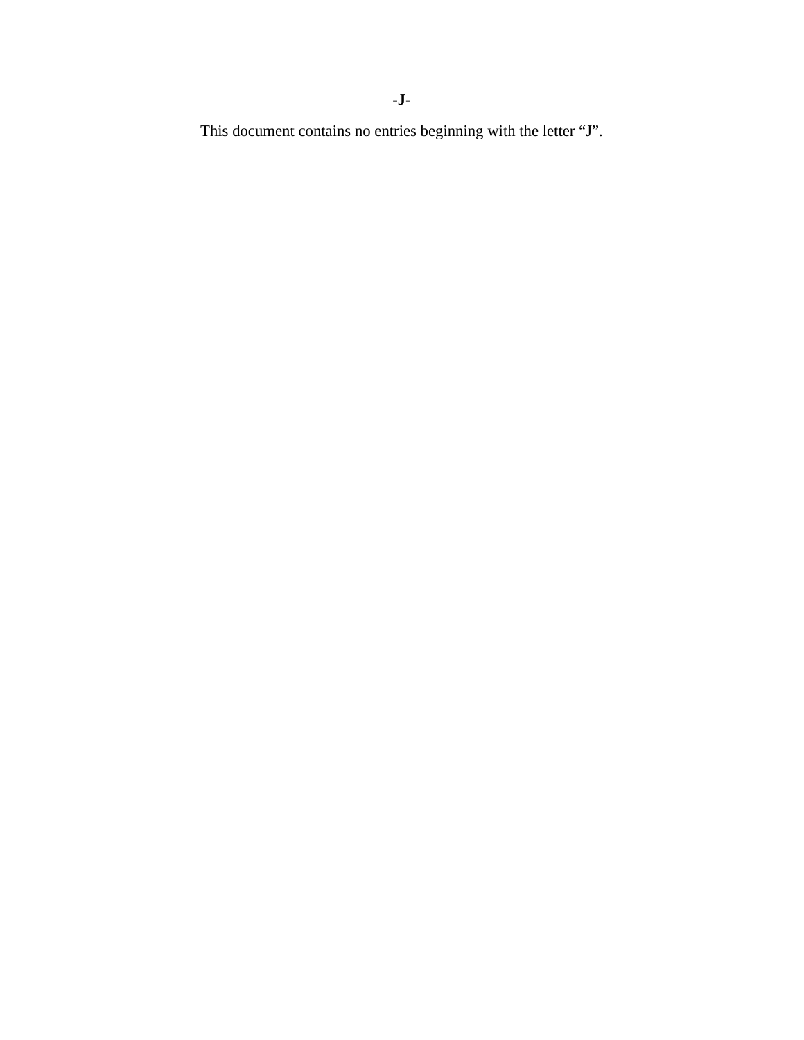**-J-**

This document contains no entries beginning with the letter “J”.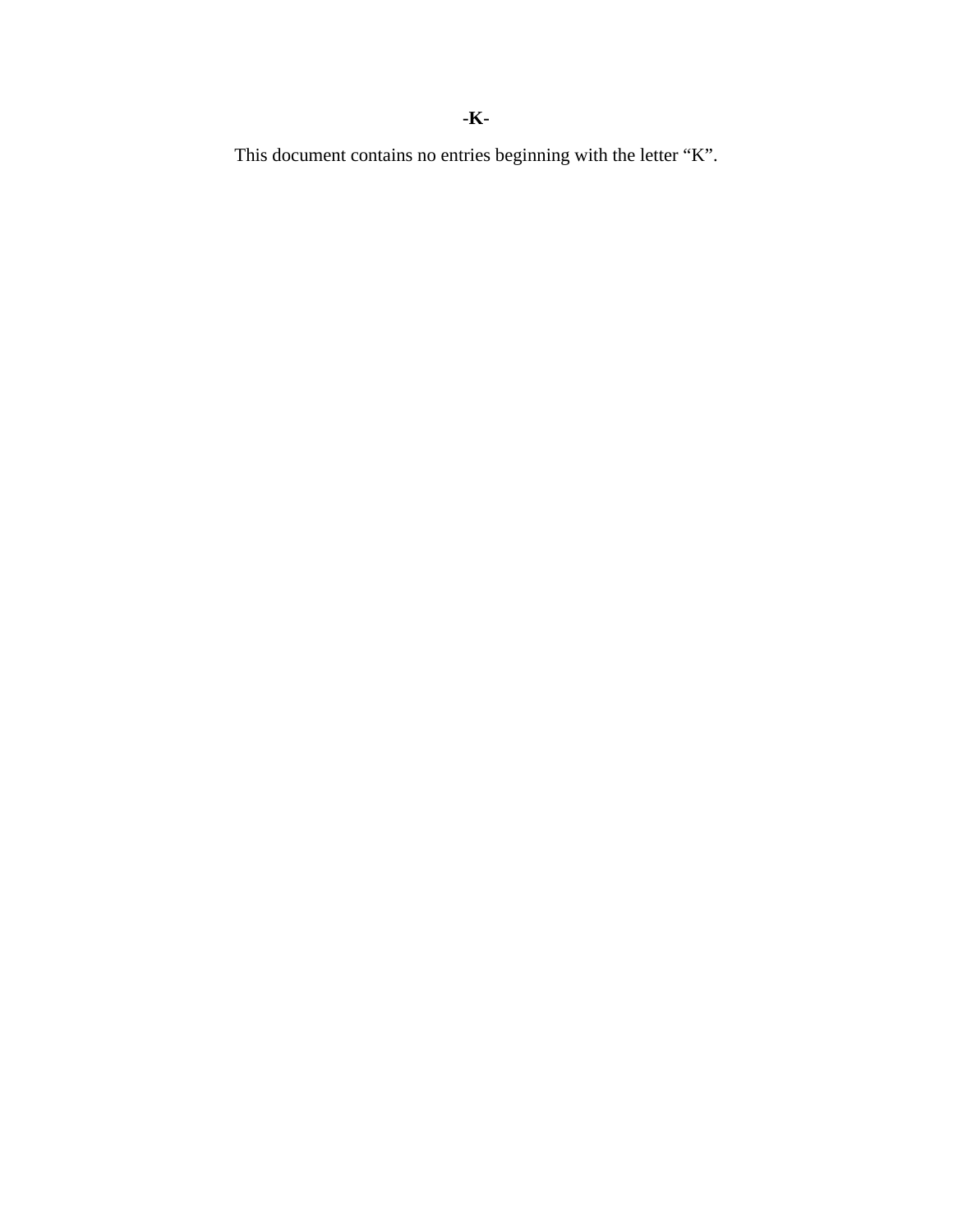**-K-**

This document contains no entries beginning with the letter “K”.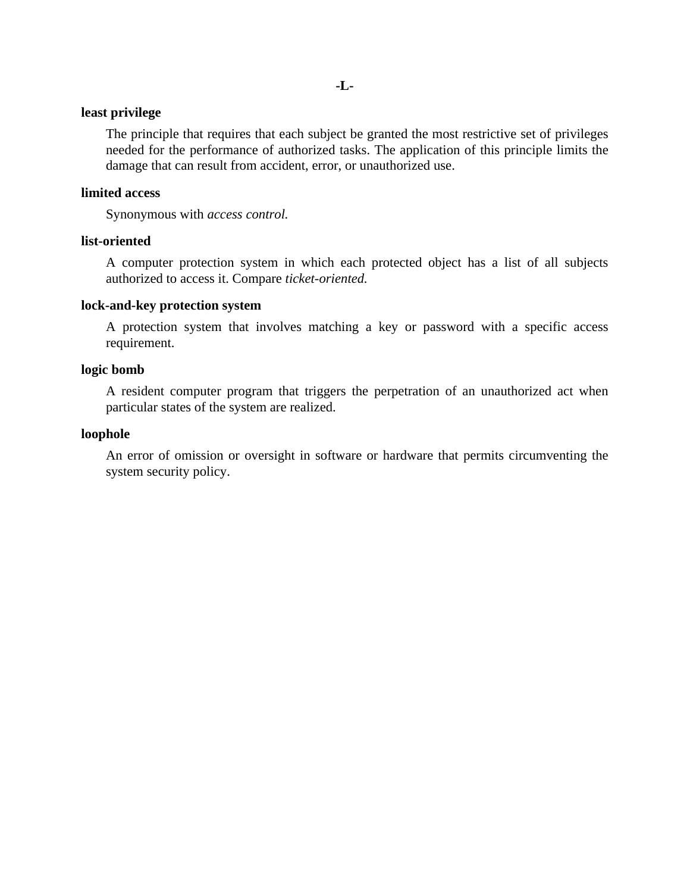## -L-

**least privilege**

The principle that requires that each subject be granted the most restrictive set of privileges needed for the performance of authorized tasks. The application of this principle limits the damage that can result from accident, error, or unauthorized use.

**limited access**

Synonymous with *access control.*

**list-oriented**

A computer protection system in which each protected object has a list of all subjects authorized to access it. Compare *ticket-oriented.*

**lock-and-key protection system**

A protection system that involves matching a key or password with a specific access requirement.

**logic bomb**

A resident computer program that triggers the perpetration of an unauthorized act when particular states of the system are realized.

**loophole**

An error of omission or oversight in software or hardware that permits circumventing the system security policy.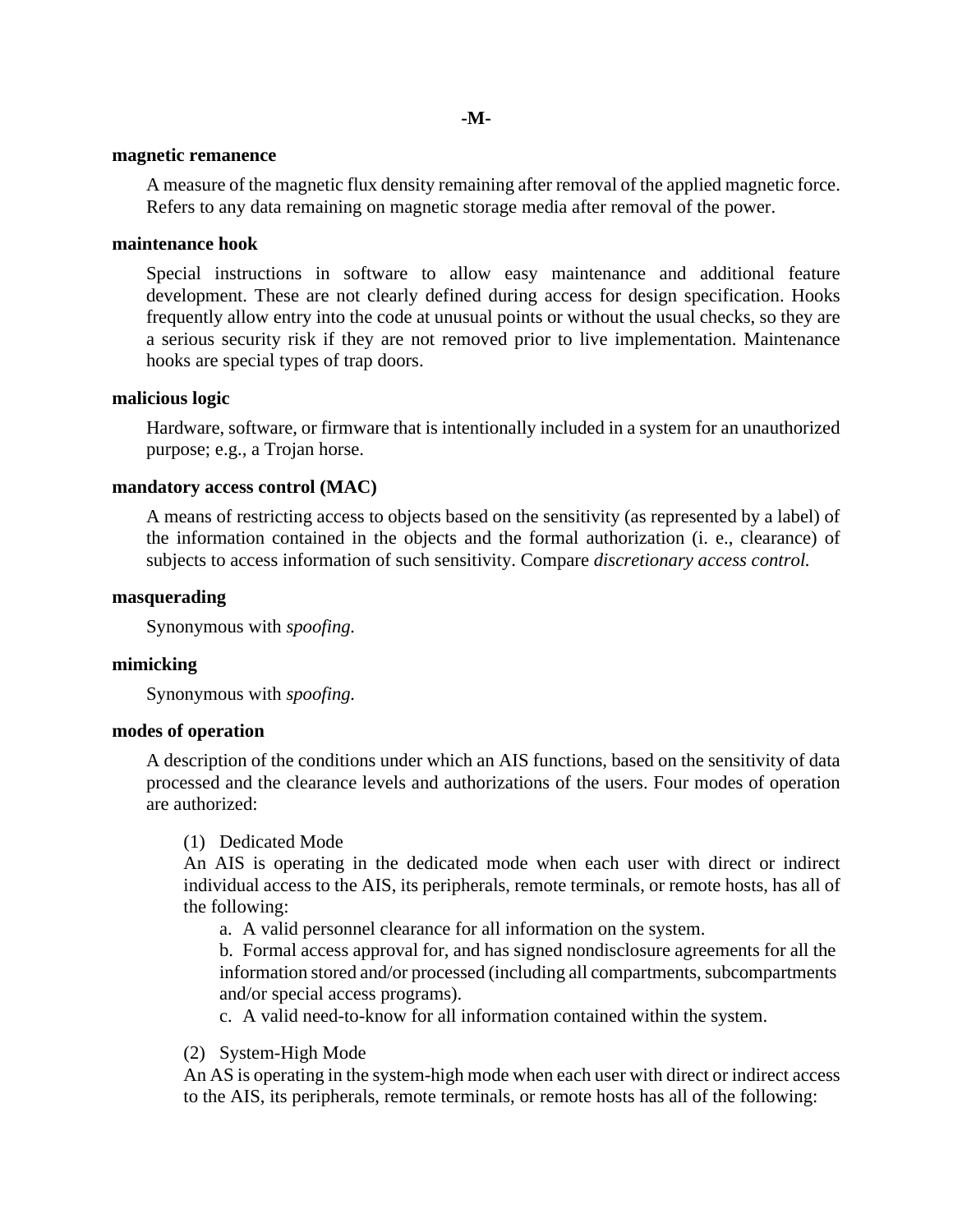## -M-

**magnetic remanence**

A measure of the magnetic flux density remaining after removal of the applied magnetic force. Refers to any data remaining on magnetic storage media after removal of the power.

**maintenance hook**

Special instructions in software to allow easy maintenance and additional feature development. These are not clearly defined during access for design specification. Hooks frequently allow entry into the code at unusual points or without the usual checks, so they are a serious security risk if they are not removed prior to live implementation. Maintenance hooks are special types of trap doors.

**malicious logic**

Hardware, software, or firmware that is intentionally included in a system for an unauthorized purpose; e.g., a Trojan horse.

**mandatory access control (MAC)**

A means of restricting access to objects based on the sensitivity (as represented by a label) of the information contained in the objects and the formal authorization (i. e., clearance) of subjects to access information of such sensitivity. Compare *discretionary access control.*

**masquerading**

Synonymous with *spoofing.*

**mimicking**

Synonymous with *spoofing.*

**modes of operation**

A description of the conditions under which an AIS functions, based on the sensitivity of data processed and the clearance levels and authorizations of the users. Four modes of operation are authorized:

(1) Dedicated Mode

An AIS is operating in the dedicated mode when each user with direct or indirect individual access to the AIS, its peripherals, remote terminals, or remote hosts, has all of the following:

a. A valid personnel clearance for all information on the system.

b. Formal access approval for, and has signed nondisclosure agreements for all the information stored and/or processed (including all compartments, subcompartments and/or special access programs).

c. A valid need-to-know for all information contained within the system.

(2) System-High Mode

An AS is operating in the system-high mode when each user with direct or indirect access to the AIS, its peripherals, remote terminals, or remote hosts has all of the following: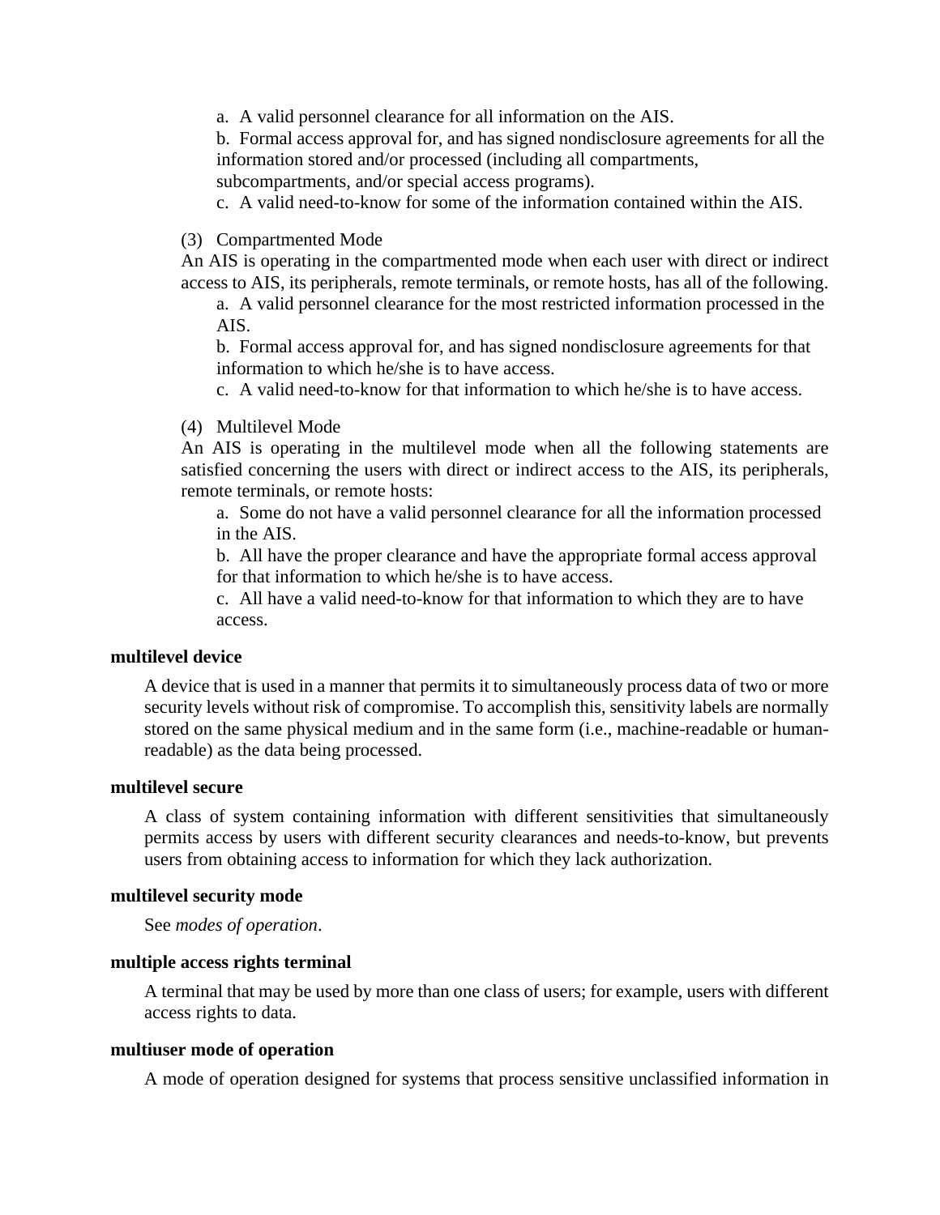a. A valid personnel clearance for all information on the AIS.

b. Formal access approval for, and has signed nondisclosure agreements for all the information stored and/or processed (including all compartments, subcompartments, and/or special access programs).

c. A valid need-to-know for some of the information contained within the AIS.

(3) Compartmented Mode

An AIS is operating in the compartmented mode when each user with direct or indirect access to AIS, its peripherals, remote terminals, or remote hosts, has all of the following.

a. A valid personnel clearance for the most restricted information processed in the AIS.

b. Formal access approval for, and has signed nondisclosure agreements for that information to which he/she is to have access.

c. A valid need-to-know for that information to which he/she is to have access.

(4) Multilevel Mode

An AIS is operating in the multilevel mode when all the following statements are satisfied concerning the users with direct or indirect access to the AIS, its peripherals, remote terminals, or remote hosts:

a. Some do not have a valid personnel clearance for all the information processed in the AIS.

b. All have the proper clearance and have the appropriate formal access approval for that information to which he/she is to have access.

c. All have a valid need-to-know for that information to which they are to have access.

**multilevel device**

A device that is used in a manner that permits it to simultaneously process data of two or more security levels without risk of compromise. To accomplish this, sensitivity labels are normally stored on the same physical medium and in the same form (i.e., machine-readable or human-readable) as the data being processed.

**multilevel secure**

A class of system containing information with different sensitivities that simultaneously permits access by users with different security clearances and needs-to-know, but prevents users from obtaining access to information for which they lack authorization.

**multilevel security mode**

See *modes of operation*.

**multiple access rights terminal**

A terminal that may be used by more than one class of users; for example, users with different access rights to data.

**multiuser mode of operation**

A mode of operation designed for systems that process sensitive unclassified information in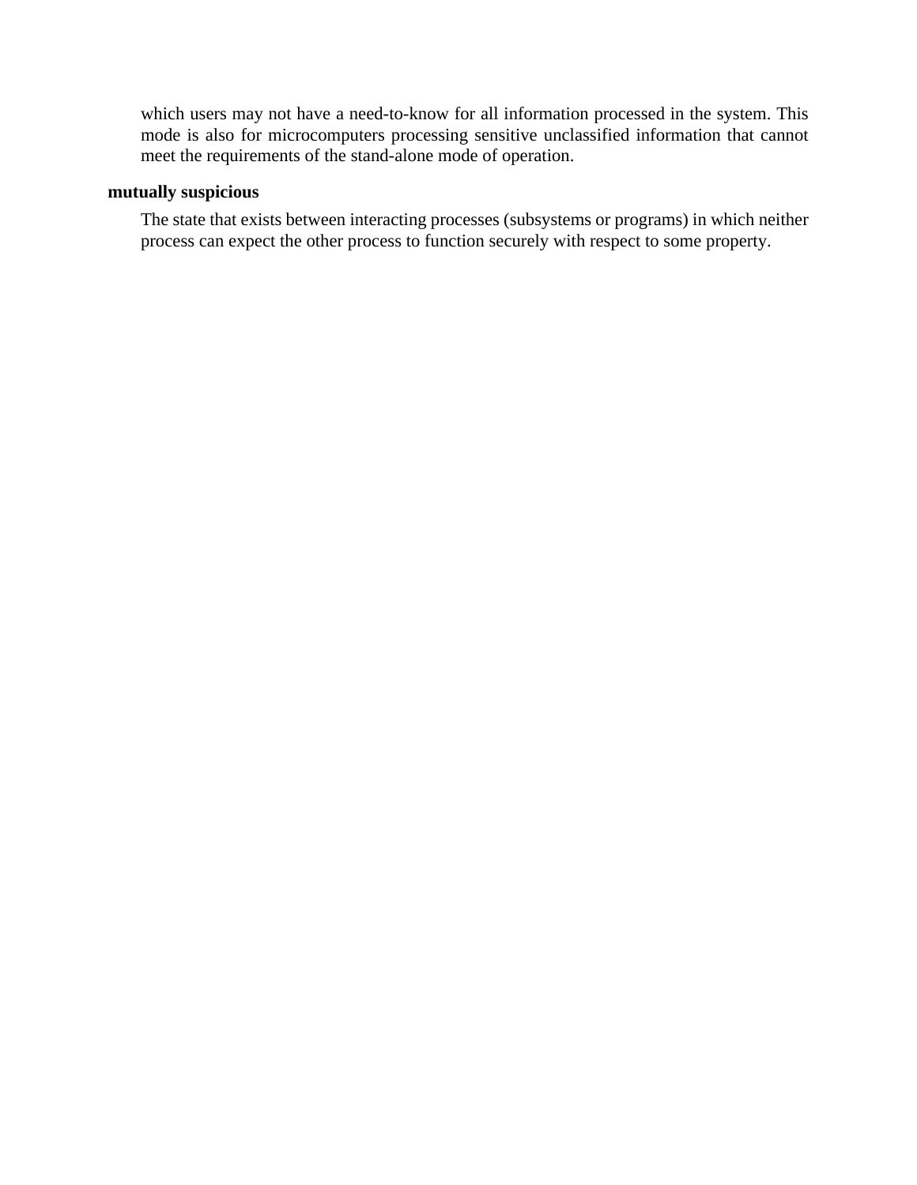which users may not have a need-to-know for all information processed in the system. This mode is also for microcomputers processing sensitive unclassified information that cannot meet the requirements of the stand-alone mode of operation.

**mutually suspicious**

The state that exists between interacting processes (subsystems or programs) in which neither process can expect the other process to function securely with respect to some property.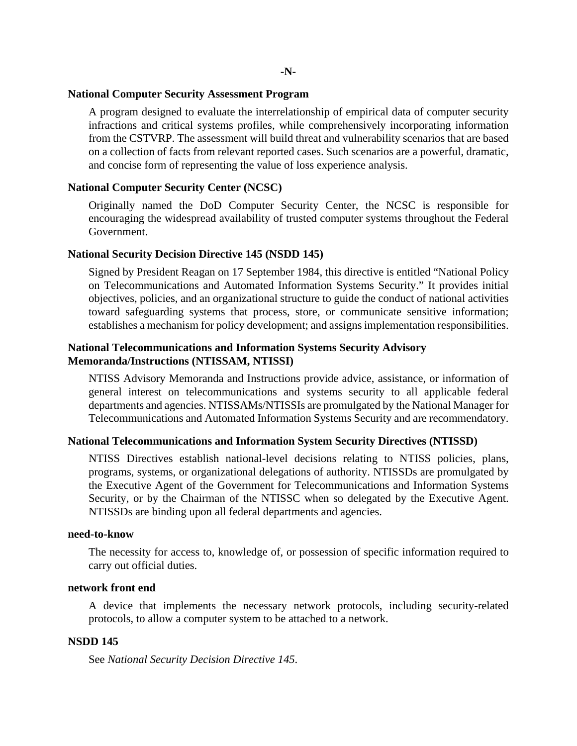## -N-

**National Computer Security Assessment Program**

A program designed to evaluate the interrelationship of empirical data of computer security infractions and critical systems profiles, while comprehensively incorporating information from the CSTVRP. The assessment will build threat and vulnerability scenarios that are based on a collection of facts from relevant reported cases. Such scenarios are a powerful, dramatic, and concise form of representing the value of loss experience analysis.

**National Computer Security Center (NCSC)**

Originally named the DoD Computer Security Center, the NCSC is responsible for encouraging the widespread availability of trusted computer systems throughout the Federal Government.

**National Security Decision Directive 145 (NSDD 145)**

Signed by President Reagan on 17 September 1984, this directive is entitled "National Policy on Telecommunications and Automated Information Systems Security." It provides initial objectives, policies, and an organizational structure to guide the conduct of national activities toward safeguarding systems that process, store, or communicate sensitive information; establishes a mechanism for policy development; and assigns implementation responsibilities.

**National Telecommunications and Information Systems Security Advisory Memoranda/Instructions (NTISSAM, NTISSI)**

NTISS Advisory Memoranda and Instructions provide advice, assistance, or information of general interest on telecommunications and systems security to all applicable federal departments and agencies. NTISSAMs/NTISSIs are promulgated by the National Manager for Telecommunications and Automated Information Systems Security and are recommendatory.

**National Telecommunications and Information System Security Directives (NTISSD)**

NTISS Directives establish national-level decisions relating to NTISS policies, plans, programs, systems, or organizational delegations of authority. NTISSDs are promulgated by the Executive Agent of the Government for Telecommunications and Information Systems Security, or by the Chairman of the NTISSC when so delegated by the Executive Agent. NTISSDs are binding upon all federal departments and agencies.

**need-to-know**

The necessity for access to, knowledge of, or possession of specific information required to carry out official duties.

**network front end**

A device that implements the necessary network protocols, including security-related protocols, to allow a computer system to be attached to a network.

**NSDD 145**

See *National Security Decision Directive 145*.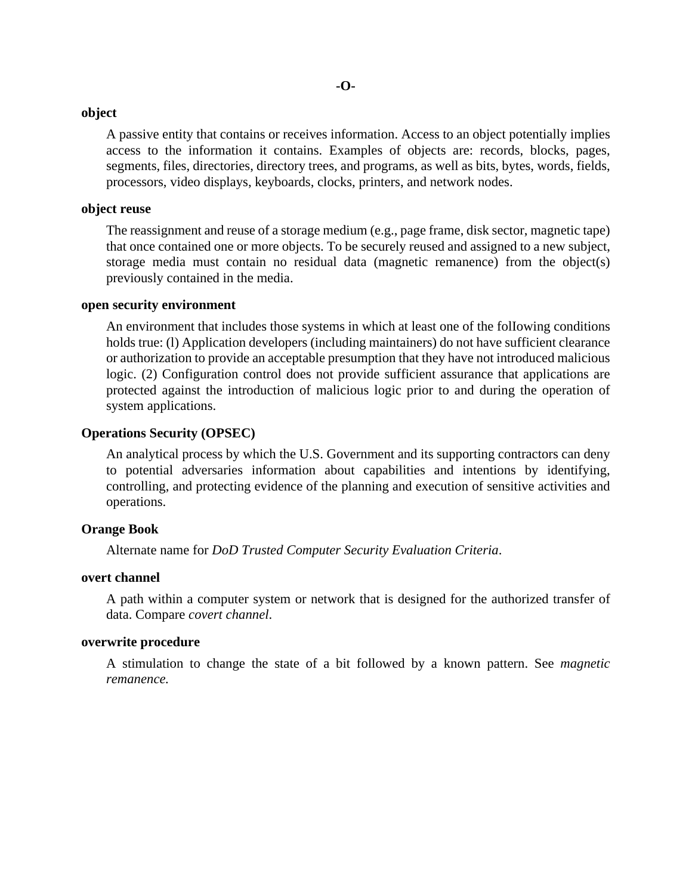## -O-

**object**

A passive entity that contains or receives information. Access to an object potentially implies access to the information it contains. Examples of objects are: records, blocks, pages, segments, files, directories, directory trees, and programs, as well as bits, bytes, words, fields, processors, video displays, keyboards, clocks, printers, and network nodes.

**object reuse**

The reassignment and reuse of a storage medium (e.g., page frame, disk sector, magnetic tape) that once contained one or more objects. To be securely reused and assigned to a new subject, storage media must contain no residual data (magnetic remanence) from the object(s) previously contained in the media.

**open security environment**

An environment that includes those systems in which at least one of the folIowing conditions holds true: (l) Application developers (including maintainers) do not have sufficient clearance or authorization to provide an acceptable presumption that they have not introduced malicious logic. (2) Configuration control does not provide sufficient assurance that applications are protected against the introduction of malicious logic prior to and during the operation of system applications.

**Operations Security (OPSEC)**

An analytical process by which the U.S. Government and its supporting contractors can deny to potential adversaries information about capabilities and intentions by identifying, controlling, and protecting evidence of the planning and execution of sensitive activities and operations.

**Orange Book**

Alternate name for *DoD Trusted Computer Security Evaluation Criteria*.

**overt channel**

A path within a computer system or network that is designed for the authorized transfer of data. Compare *covert channel*.

**overwrite procedure**

A stimulation to change the state of a bit followed by a known pattern. See *magnetic remanence.*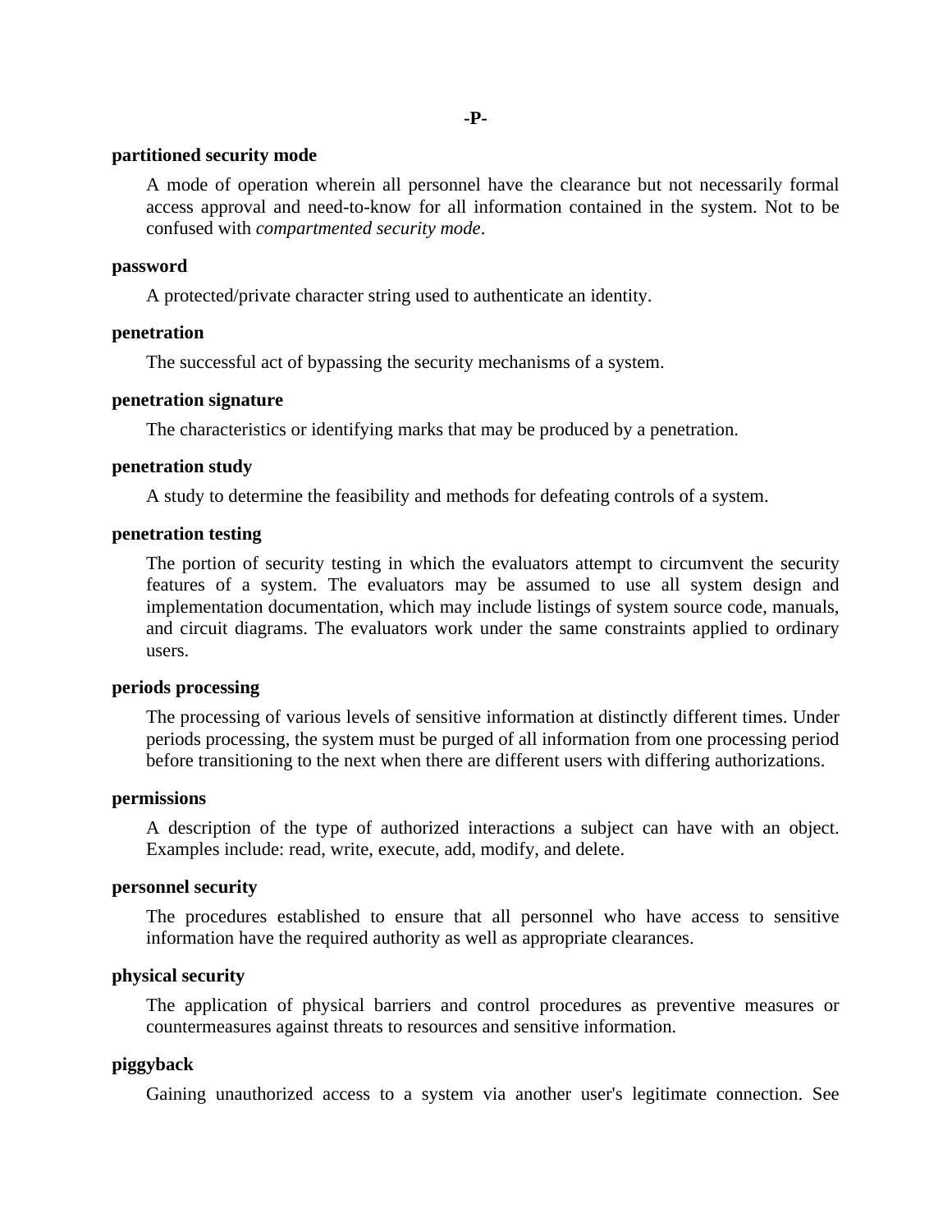## -P-

**partitioned security mode**

A mode of operation wherein all personnel have the clearance but not necessarily formal access approval and need-to-know for all information contained in the system. Not to be confused with *compartmented security mode*.

**password**

A protected/private character string used to authenticate an identity.

**penetration**

The successful act of bypassing the security mechanisms of a system.

**penetration signature**

The characteristics or identifying marks that may be produced by a penetration.

**penetration study**

A study to determine the feasibility and methods for defeating controls of a system.

**penetration testing**

The portion of security testing in which the evaluators attempt to circumvent the security features of a system. The evaluators may be assumed to use all system design and implementation documentation, which may include listings of system source code, manuals, and circuit diagrams. The evaluators work under the same constraints applied to ordinary users.

**periods processing**

The processing of various levels of sensitive information at distinctly different times. Under periods processing, the system must be purged of all information from one processing period before transitioning to the next when there are different users with differing authorizations.

**permissions**

A description of the type of authorized interactions a subject can have with an object. Examples include: read, write, execute, add, modify, and delete.

**personnel security**

The procedures established to ensure that all personnel who have access to sensitive information have the required authority as well as appropriate clearances.

**physical security**

The application of physical barriers and control procedures as preventive measures or countermeasures against threats to resources and sensitive information.

**piggyback**

Gaining unauthorized access to a system via another user's legitimate connection. See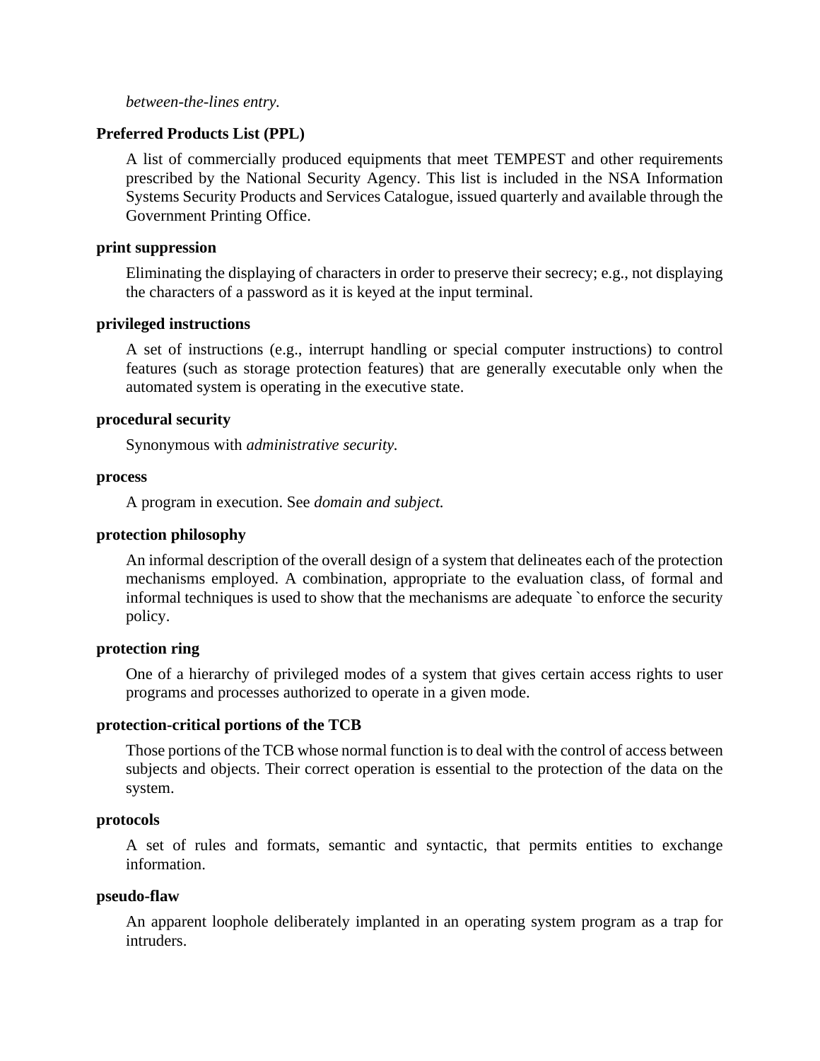*between-the-lines entry.*

**Preferred Products List (PPL)**

A list of commercially produced equipments that meet TEMPEST and other requirements prescribed by the National Security Agency. This list is included in the NSA Information Systems Security Products and Services Catalogue, issued quarterly and available through the Government Printing Office.

**print suppression**

Eliminating the displaying of characters in order to preserve their secrecy; e.g., not displaying the characters of a password as it is keyed at the input terminal.

**privileged instructions**

A set of instructions (e.g., interrupt handling or special computer instructions) to control features (such as storage protection features) that are generally executable only when the automated system is operating in the executive state.

**procedural security**

Synonymous with *administrative security.*

**process**

A program in execution. See *domain and subject.*

**protection philosophy**

An informal description of the overall design of a system that delineates each of the protection mechanisms employed. A combination, appropriate to the evaluation class, of formal and informal techniques is used to show that the mechanisms are adequate `to enforce the security policy.

**protection ring**

One of a hierarchy of privileged modes of a system that gives certain access rights to user programs and processes authorized to operate in a given mode.

**protection-critical portions of the TCB**

Those portions of the TCB whose normal function is to deal with the control of access between subjects and objects. Their correct operation is essential to the protection of the data on the system.

**protocols**

A set of rules and formats, semantic and syntactic, that permits entities to exchange information.

**pseudo-flaw**

An apparent loophole deliberately implanted in an operating system program as a trap for intruders.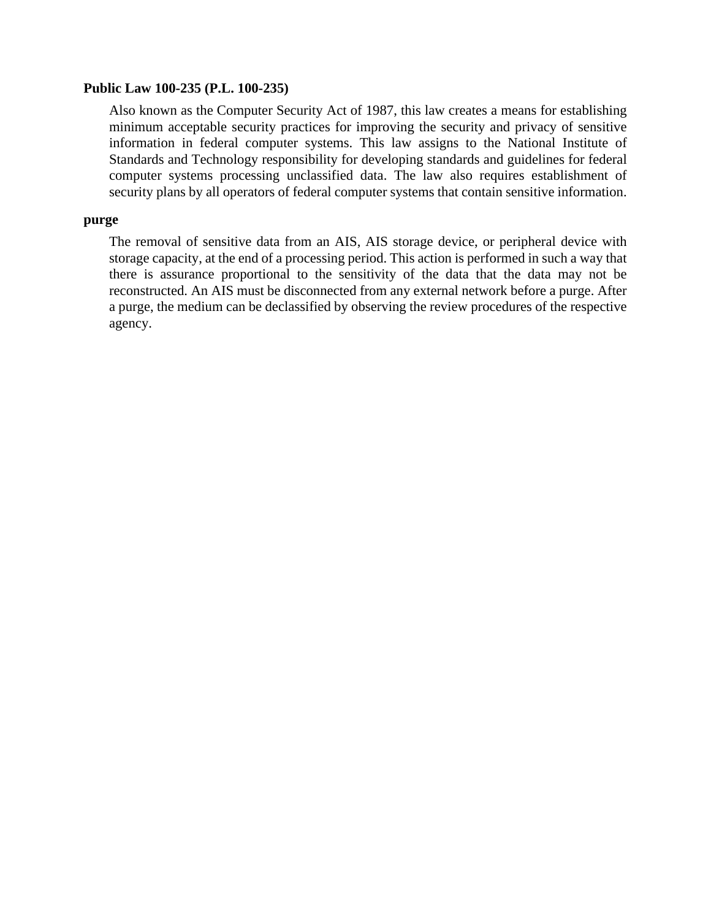**Public Law 100-235 (P.L. 100-235)**

Also known as the Computer Security Act of 1987, this law creates a means for establishing minimum acceptable security practices for improving the security and privacy of sensitive information in federal computer systems. This law assigns to the National Institute of Standards and Technology responsibility for developing standards and guidelines for federal computer systems processing unclassified data. The law also requires establishment of security plans by all operators of federal computer systems that contain sensitive information.

**purge**

The removal of sensitive data from an AIS, AIS storage device, or peripheral device with storage capacity, at the end of a processing period. This action is performed in such a way that there is assurance proportional to the sensitivity of the data that the data may not be reconstructed. An AIS must be disconnected from any external network before a purge. After a purge, the medium can be declassified by observing the review procedures of the respective agency.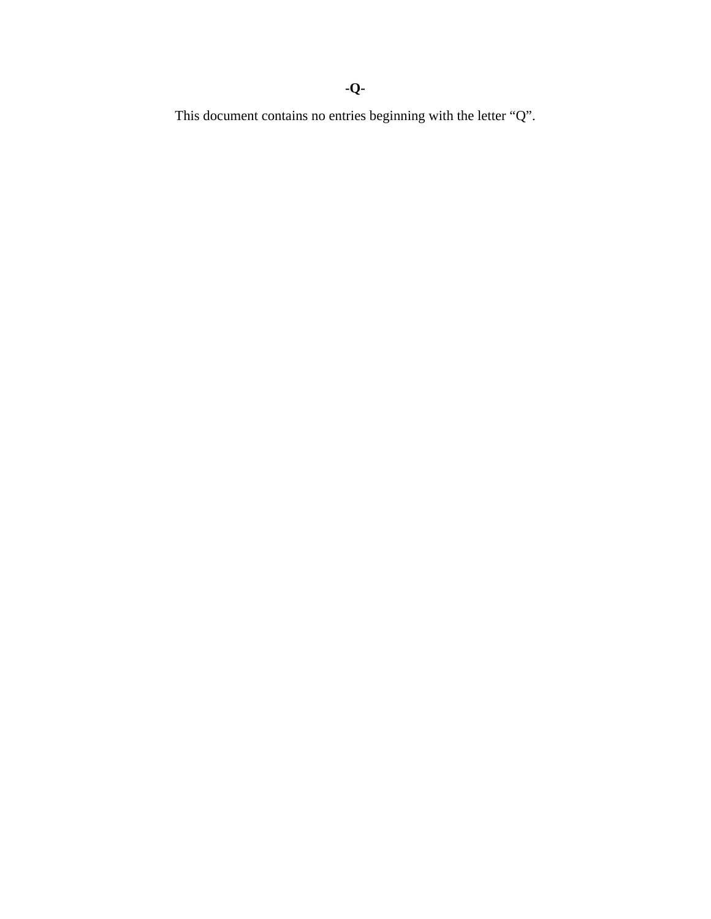**-Q-**

This document contains no entries beginning with the letter "Q".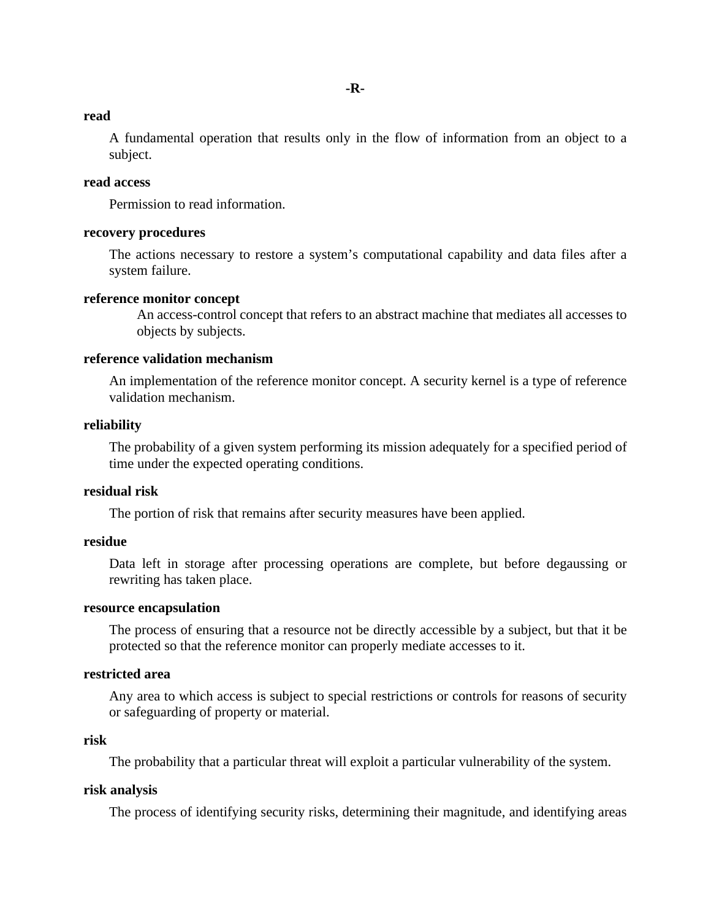## -R-

**read**

A fundamental operation that results only in the flow of information from an object to a subject.

**read access**

Permission to read information.

**recovery procedures**

The actions necessary to restore a system's computational capability and data files after a system failure.

**reference monitor concept**

An access-control concept that refers to an abstract machine that mediates all accesses to objects by subjects.

**reference validation mechanism**

An implementation of the reference monitor concept. A security kernel is a type of reference validation mechanism.

**reliability**

The probability of a given system performing its mission adequately for a specified period of time under the expected operating conditions.

**residual risk**

The portion of risk that remains after security measures have been applied.

**residue**

Data left in storage after processing operations are complete, but before degaussing or rewriting has taken place.

**resource encapsulation**

The process of ensuring that a resource not be directly accessible by a subject, but that it be protected so that the reference monitor can properly mediate accesses to it.

**restricted area**

Any area to which access is subject to special restrictions or controls for reasons of security or safeguarding of property or material.

**risk**

The probability that a particular threat will exploit a particular vulnerability of the system.

**risk analysis**

The process of identifying security risks, determining their magnitude, and identifying areas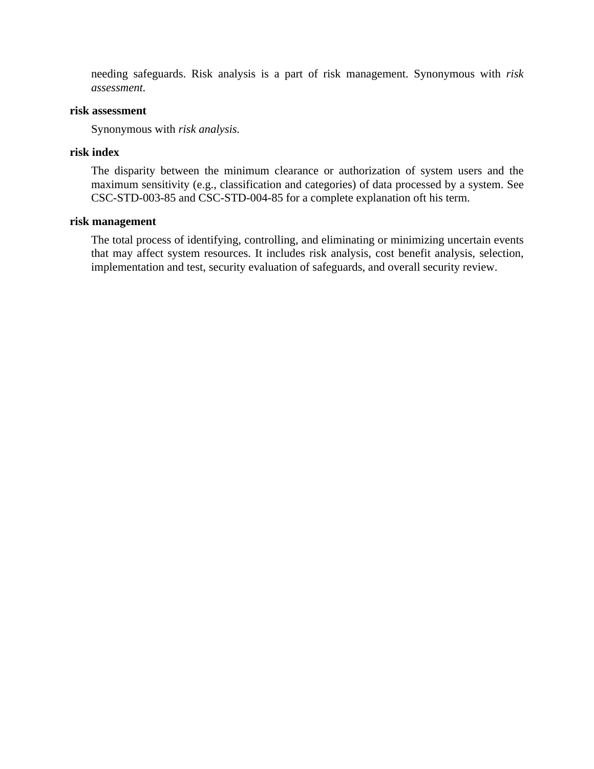needing safeguards. Risk analysis is a part of risk management. Synonymous with *risk assessment.*

**risk assessment**

Synonymous with *risk analysis.*

**risk index**

The disparity between the minimum clearance or authorization of system users and the maximum sensitivity (e.g., classification and categories) of data processed by a system. See CSC-STD-003-85 and CSC-STD-004-85 for a complete explanation oft his term.

**risk management**

The total process of identifying, controlling, and eliminating or minimizing uncertain events that may affect system resources. It includes risk analysis, cost benefit analysis, selection, implementation and test, security evaluation of safeguards, and overall security review.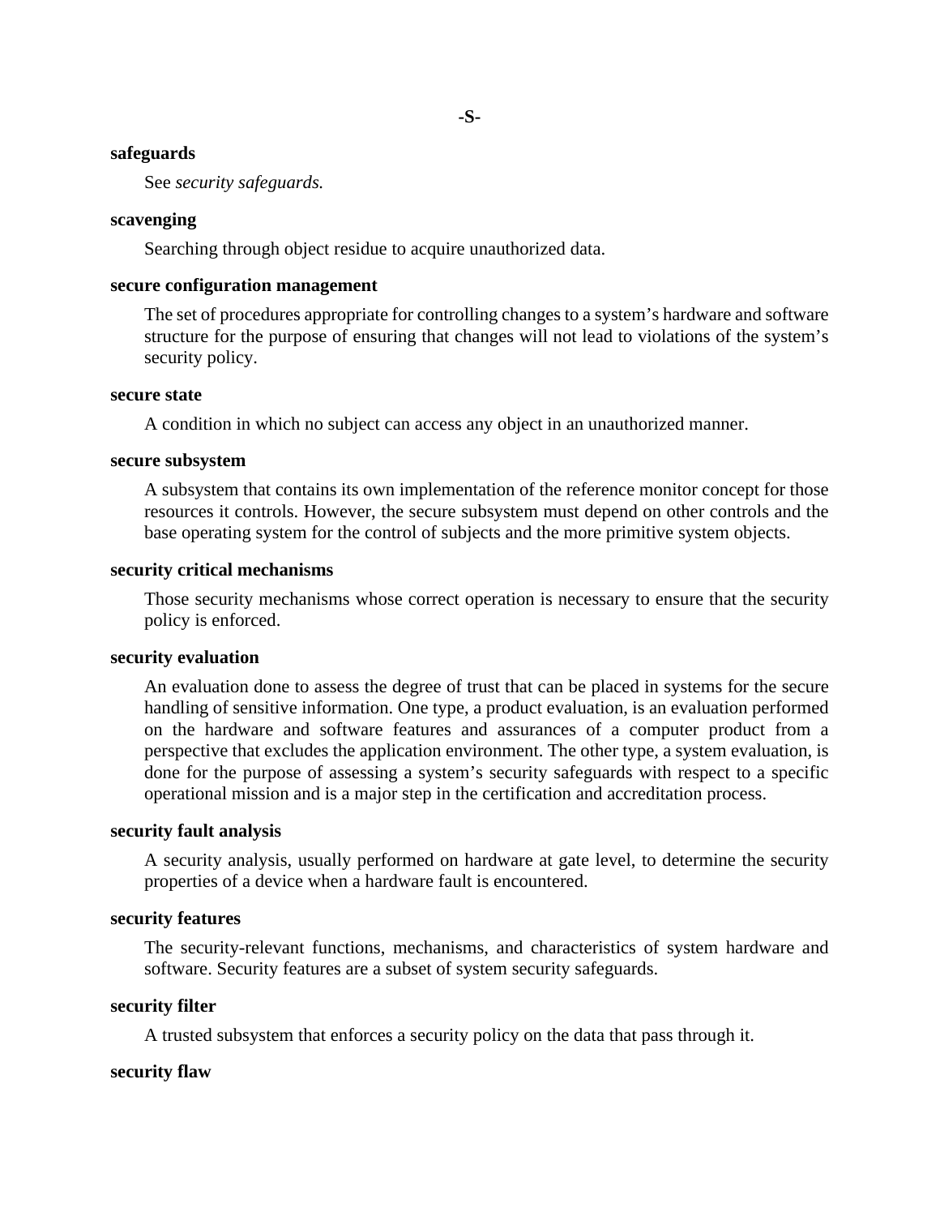## -S-

**safeguards**

See *security safeguards.*

**scavenging**

Searching through object residue to acquire unauthorized data.

**secure configuration management**

The set of procedures appropriate for controlling changes to a system's hardware and software structure for the purpose of ensuring that changes will not lead to violations of the system's security policy.

**secure state**

A condition in which no subject can access any object in an unauthorized manner.

**secure subsystem**

A subsystem that contains its own implementation of the reference monitor concept for those resources it controls. However, the secure subsystem must depend on other controls and the base operating system for the control of subjects and the more primitive system objects.

**security critical mechanisms**

Those security mechanisms whose correct operation is necessary to ensure that the security policy is enforced.

**security evaluation**

An evaluation done to assess the degree of trust that can be placed in systems for the secure handling of sensitive information. One type, a product evaluation, is an evaluation performed on the hardware and software features and assurances of a computer product from a perspective that excludes the application environment. The other type, a system evaluation, is done for the purpose of assessing a system's security safeguards with respect to a specific operational mission and is a major step in the certification and accreditation process.

**security fault analysis**

A security analysis, usually performed on hardware at gate level, to determine the security properties of a device when a hardware fault is encountered.

**security features**

The security-relevant functions, mechanisms, and characteristics of system hardware and software. Security features are a subset of system security safeguards.

**security filter**

A trusted subsystem that enforces a security policy on the data that pass through it.

**security flaw**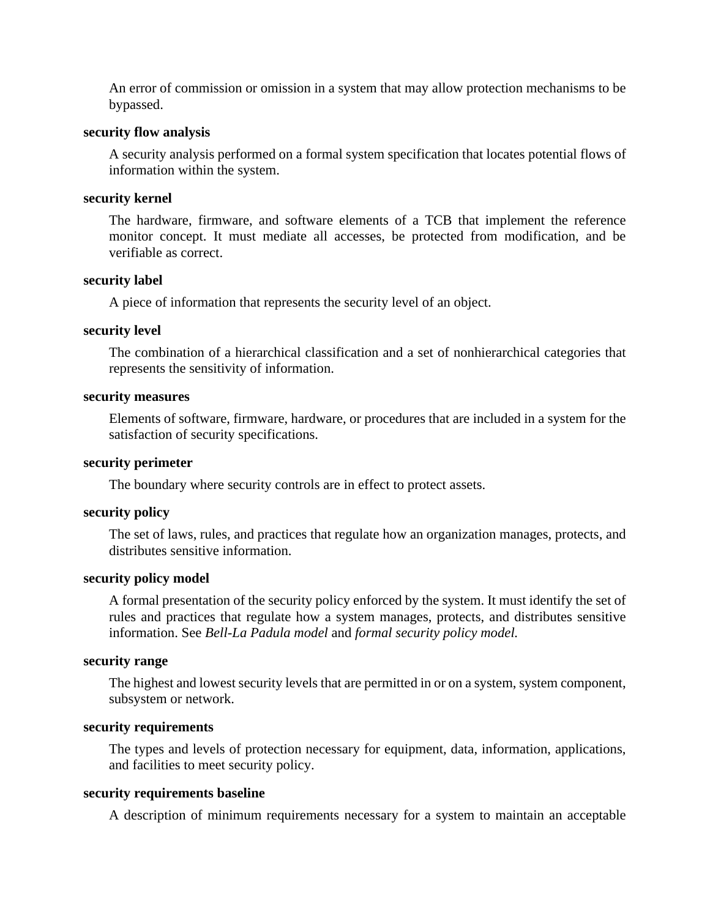An error of commission or omission in a system that may allow protection mechanisms to be bypassed.

**security flow analysis**

A security analysis performed on a formal system specification that locates potential flows of information within the system.

**security kernel**

The hardware, firmware, and software elements of a TCB that implement the reference monitor concept. It must mediate all accesses, be protected from modification, and be verifiable as correct.

**security label**

A piece of information that represents the security level of an object.

**security level**

The combination of a hierarchical classification and a set of nonhierarchical categories that represents the sensitivity of information.

**security measures**

Elements of software, firmware, hardware, or procedures that are included in a system for the satisfaction of security specifications.

**security perimeter**

The boundary where security controls are in effect to protect assets.

**security policy**

The set of laws, rules, and practices that regulate how an organization manages, protects, and distributes sensitive information.

**security policy model**

A formal presentation of the security policy enforced by the system. It must identify the set of rules and practices that regulate how a system manages, protects, and distributes sensitive information. See *Bell-La Padula model* and *formal security policy model.*

**security range**

The highest and lowest security levels that are permitted in or on a system, system component, subsystem or network.

**security requirements**

The types and levels of protection necessary for equipment, data, information, applications, and facilities to meet security policy.

**security requirements baseline**

A description of minimum requirements necessary for a system to maintain an acceptable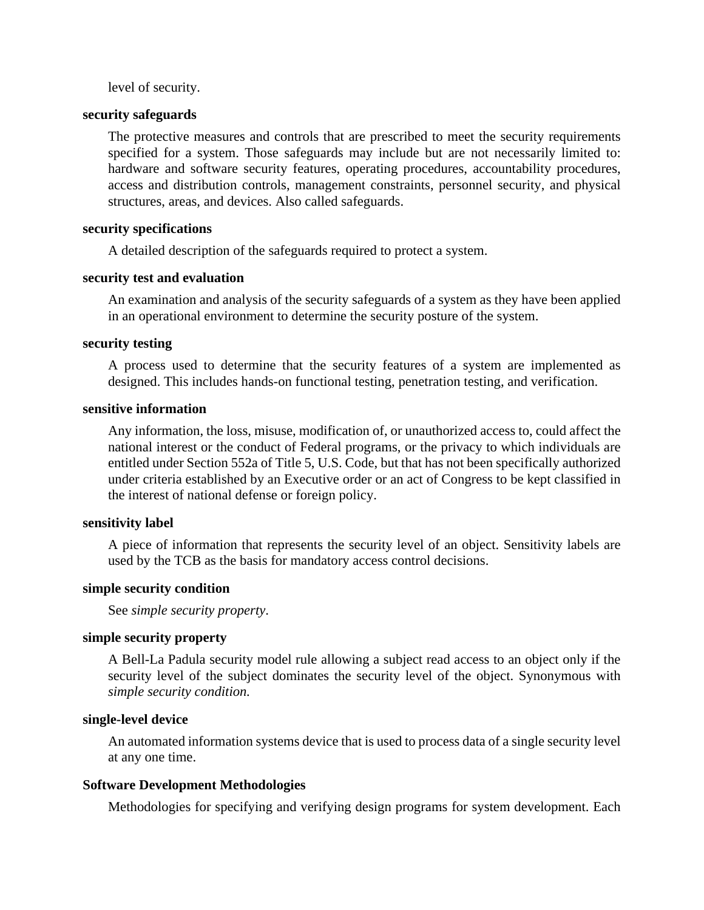level of security.

**security safeguards**

The protective measures and controls that are prescribed to meet the security requirements specified for a system. Those safeguards may include but are not necessarily limited to: hardware and software security features, operating procedures, accountability procedures, access and distribution controls, management constraints, personnel security, and physical structures, areas, and devices. Also called safeguards.

**security specifications**

A detailed description of the safeguards required to protect a system.

**security test and evaluation**

An examination and analysis of the security safeguards of a system as they have been applied in an operational environment to determine the security posture of the system.

**security testing**

A process used to determine that the security features of a system are implemented as designed. This includes hands-on functional testing, penetration testing, and verification.

**sensitive information**

Any information, the loss, misuse, modification of, or unauthorized access to, could affect the national interest or the conduct of Federal programs, or the privacy to which individuals are entitled under Section 552a of Title 5, U.S. Code, but that has not been specifically authorized under criteria established by an Executive order or an act of Congress to be kept classified in the interest of national defense or foreign policy.

**sensitivity label**

A piece of information that represents the security level of an object. Sensitivity labels are used by the TCB as the basis for mandatory access control decisions.

**simple security condition**

See *simple security property*.

**simple security property**

A Bell-La Padula security model rule allowing a subject read access to an object only if the security level of the subject dominates the security level of the object. Synonymous with *simple security condition.*

**single-level device**

An automated information systems device that is used to process data of a single security level at any one time.

**Software Development Methodologies**

Methodologies for specifying and verifying design programs for system development. Each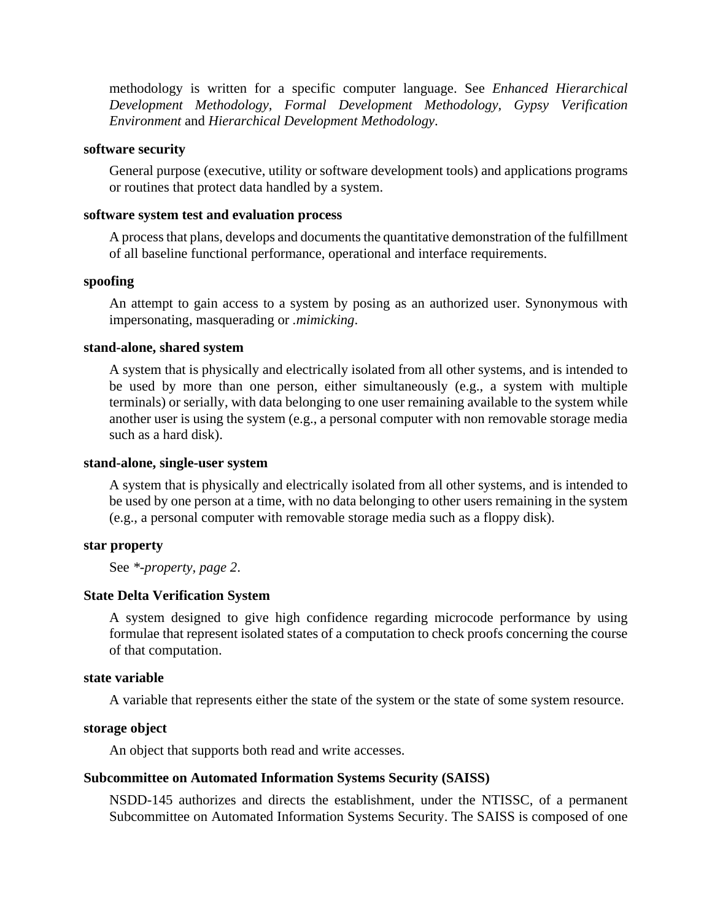methodology is written for a specific computer language. See *Enhanced Hierarchical Development Methodology*, *Formal Development Methodology*, *Gypsy Verification Environment* and *Hierarchical Development Methodology*.

**software security**

General purpose (executive, utility or software development tools) and applications programs or routines that protect data handled by a system.

**software system test and evaluation process**

A process that plans, develops and documents the quantitative demonstration of the fulfillment of all baseline functional performance, operational and interface requirements.

**spoofing**

An attempt to gain access to a system by posing as an authorized user. Synonymous with impersonating, masquerading or *.mimicking*.

**stand-alone, shared system**

A system that is physically and electrically isolated from all other systems, and is intended to be used by more than one person, either simultaneously (e.g., a system with multiple terminals) or serially, with data belonging to one user remaining available to the system while another user is using the system (e.g., a personal computer with non removable storage media such as a hard disk).

**stand-alone, single-user system**

A system that is physically and electrically isolated from all other systems, and is intended to be used by one person at a time, with no data belonging to other users remaining in the system (e.g., a personal computer with removable storage media such as a floppy disk).

**star property**

See *\*-property, page 2*.

**State Delta Verification System**

A system designed to give high confidence regarding microcode performance by using formulae that represent isolated states of a computation to check proofs concerning the course of that computation.

**state variable**

A variable that represents either the state of the system or the state of some system resource.

**storage object**

An object that supports both read and write accesses.

**Subcommittee on Automated Information Systems Security (SAISS)**

NSDD-145 authorizes and directs the establishment, under the NTISSC, of a permanent Subcommittee on Automated Information Systems Security. The SAISS is composed of one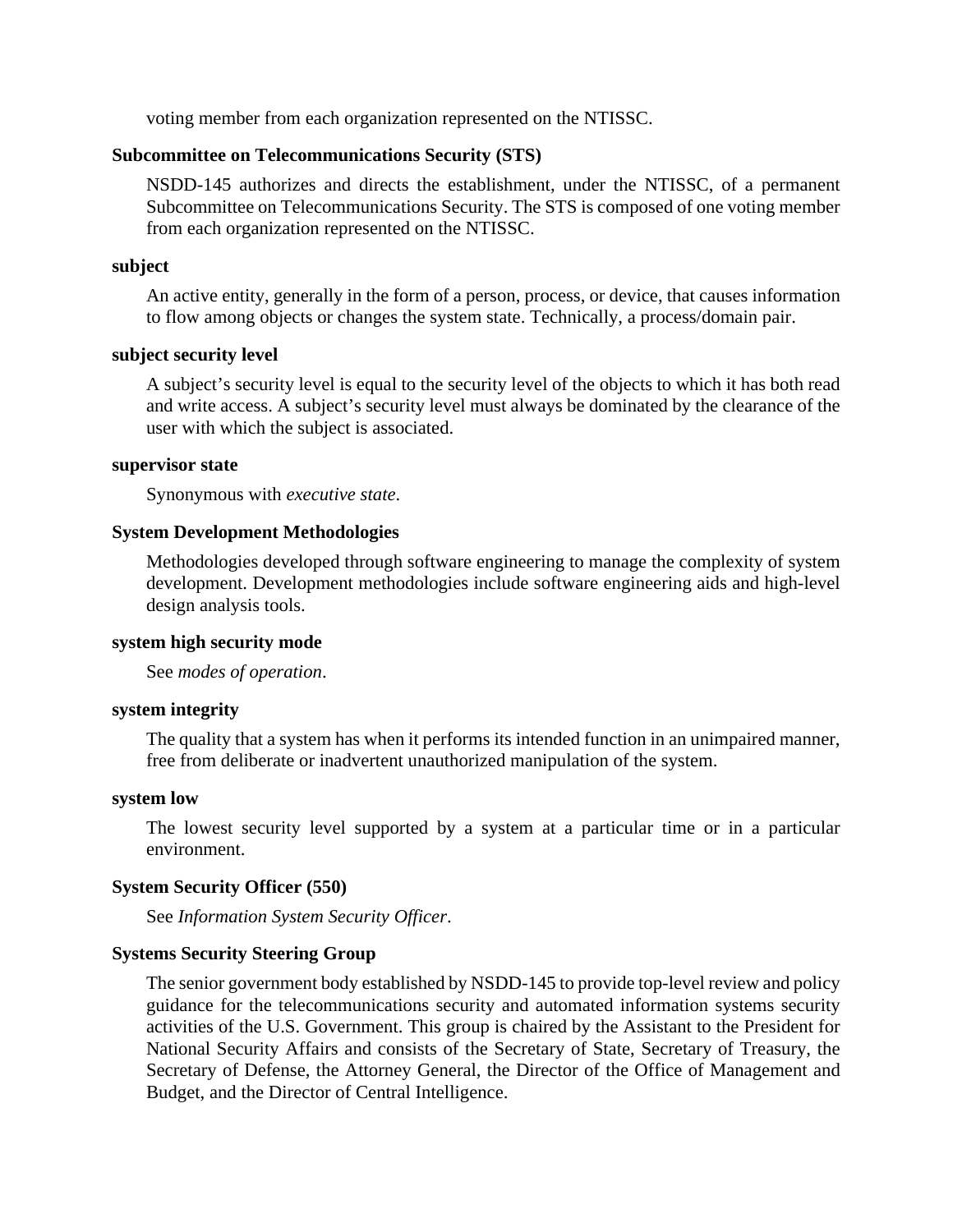voting member from each organization represented on the NTISSC.

**Subcommittee on Telecommunications Security (STS)**

NSDD-145 authorizes and directs the establishment, under the NTISSC, of a permanent Subcommittee on Telecommunications Security. The STS is composed of one voting member from each organization represented on the NTISSC.

**subject**

An active entity, generally in the form of a person, process, or device, that causes information to flow among objects or changes the system state. Technically, a process/domain pair.

**subject security level**

A subject's security level is equal to the security level of the objects to which it has both read and write access. A subject's security level must always be dominated by the clearance of the user with which the subject is associated.

**supervisor state**

Synonymous with *executive state*.

**System Development Methodologies**

Methodologies developed through software engineering to manage the complexity of system development. Development methodologies include software engineering aids and high-level design analysis tools.

**system high security mode**

See *modes of operation*.

**system integrity**

The quality that a system has when it performs its intended function in an unimpaired manner, free from deliberate or inadvertent unauthorized manipulation of the system.

**system low**

The lowest security level supported by a system at a particular time or in a particular environment.

**System Security Officer (550)**

See *Information System Security Officer*.

**Systems Security Steering Group**

The senior government body established by NSDD-145 to provide top-level review and policy guidance for the telecommunications security and automated information systems security activities of the U.S. Government. This group is chaired by the Assistant to the President for National Security Affairs and consists of the Secretary of State, Secretary of Treasury, the Secretary of Defense, the Attorney General, the Director of the Office of Management and Budget, and the Director of Central Intelligence.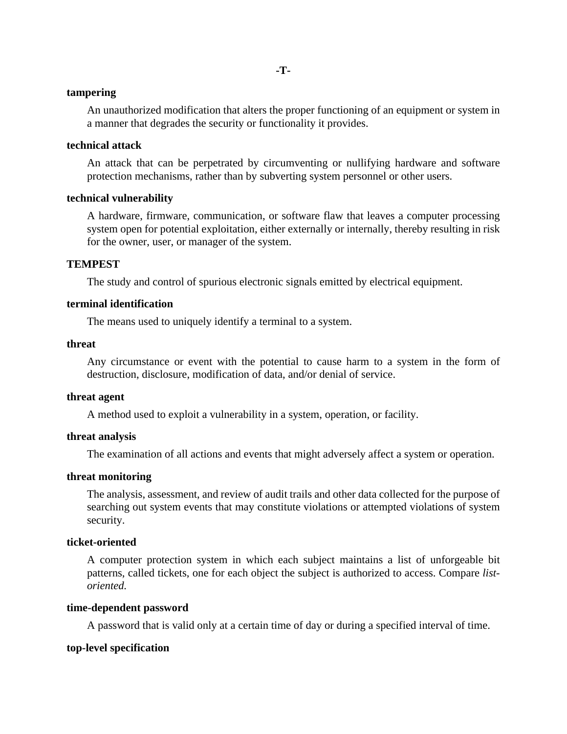## -T-

**tampering**

An unauthorized modification that alters the proper functioning of an equipment or system in a manner that degrades the security or functionality it provides.

**technical attack**

An attack that can be perpetrated by circumventing or nullifying hardware and software protection mechanisms, rather than by subverting system personnel or other users.

**technical vulnerability**

A hardware, firmware, communication, or software flaw that leaves a computer processing system open for potential exploitation, either externally or internally, thereby resulting in risk for the owner, user, or manager of the system.

**TEMPEST**

The study and control of spurious electronic signals emitted by electrical equipment.

**terminal identification**

The means used to uniquely identify a terminal to a system.

**threat**

Any circumstance or event with the potential to cause harm to a system in the form of destruction, disclosure, modification of data, and/or denial of service.

**threat agent**

A method used to exploit a vulnerability in a system, operation, or facility.

**threat analysis**

The examination of all actions and events that might adversely affect a system or operation.

**threat monitoring**

The analysis, assessment, and review of audit trails and other data collected for the purpose of searching out system events that may constitute violations or attempted violations of system security.

**ticket-oriented**

A computer protection system in which each subject maintains a list of unforgeable bit patterns, called tickets, one for each object the subject is authorized to access. Compare *list-oriented.*

**time-dependent password**

A password that is valid only at a certain time of day or during a specified interval of time.

**top-level specification**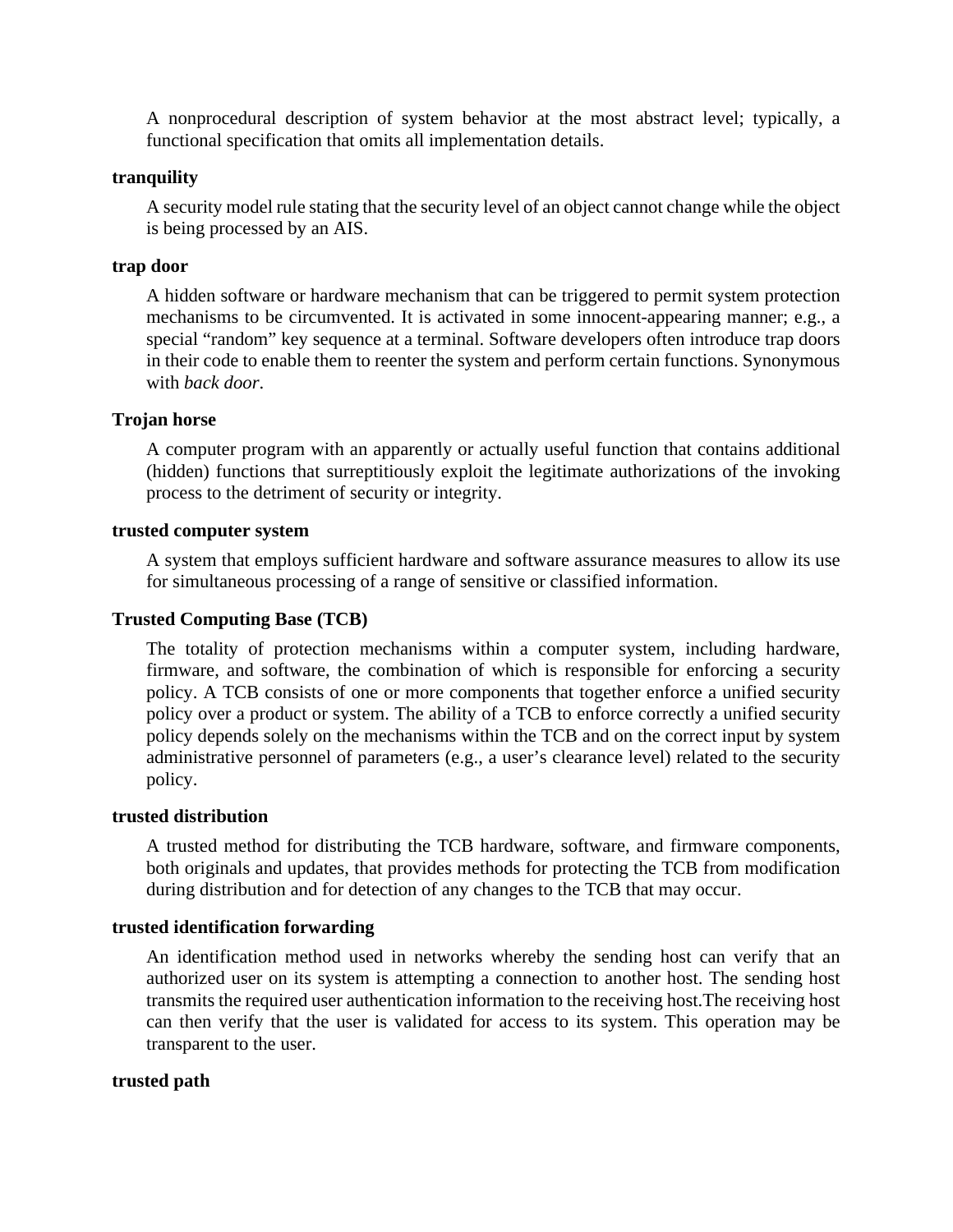A nonprocedural description of system behavior at the most abstract level; typically, a functional specification that omits all implementation details.

**tranquility**

A security model rule stating that the security level of an object cannot change while the object is being processed by an AIS.

**trap door**

A hidden software or hardware mechanism that can be triggered to permit system protection mechanisms to be circumvented. It is activated in some innocent-appearing manner; e.g., a special "random" key sequence at a terminal. Software developers often introduce trap doors in their code to enable them to reenter the system and perform certain functions. Synonymous with *back door*.

**Trojan horse**

A computer program with an apparently or actually useful function that contains additional (hidden) functions that surreptitiously exploit the legitimate authorizations of the invoking process to the detriment of security or integrity.

**trusted computer system**

A system that employs sufficient hardware and software assurance measures to allow its use for simultaneous processing of a range of sensitive or classified information.

**Trusted Computing Base (TCB)**

The totality of protection mechanisms within a computer system, including hardware, firmware, and software, the combination of which is responsible for enforcing a security policy. A TCB consists of one or more components that together enforce a unified security policy over a product or system. The ability of a TCB to enforce correctly a unified security policy depends solely on the mechanisms within the TCB and on the correct input by system administrative personnel of parameters (e.g., a user's clearance level) related to the security policy.

**trusted distribution**

A trusted method for distributing the TCB hardware, software, and firmware components, both originals and updates, that provides methods for protecting the TCB from modification during distribution and for detection of any changes to the TCB that may occur.

**trusted identification forwarding**

An identification method used in networks whereby the sending host can verify that an authorized user on its system is attempting a connection to another host. The sending host transmits the required user authentication information to the receiving host.The receiving host can then verify that the user is validated for access to its system. This operation may be transparent to the user.

**trusted path**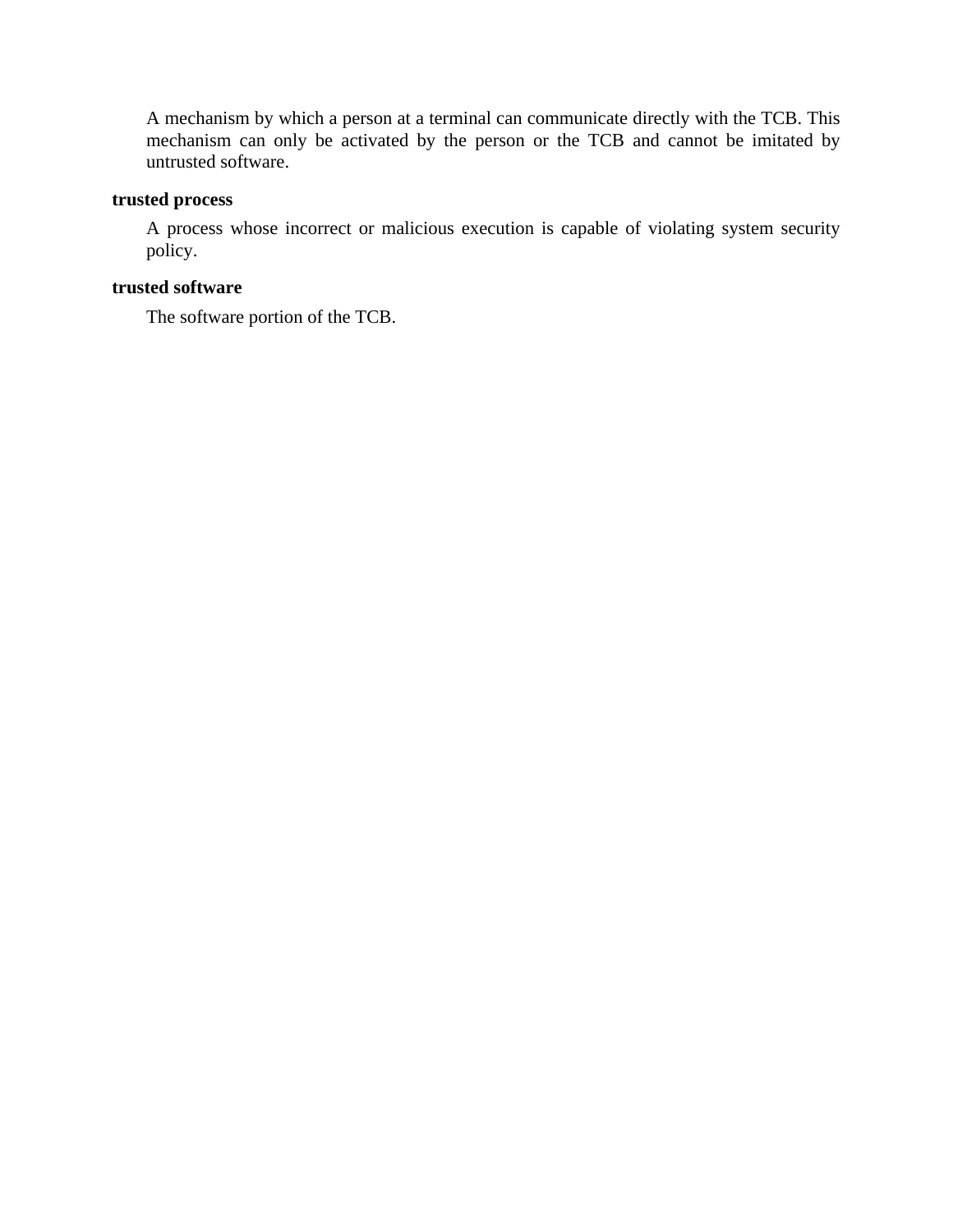A mechanism by which a person at a terminal can communicate directly with the TCB. This mechanism can only be activated by the person or the TCB and cannot be imitated by untrusted software.

**trusted process**

A process whose incorrect or malicious execution is capable of violating system security policy.

**trusted software**

The software portion of the TCB.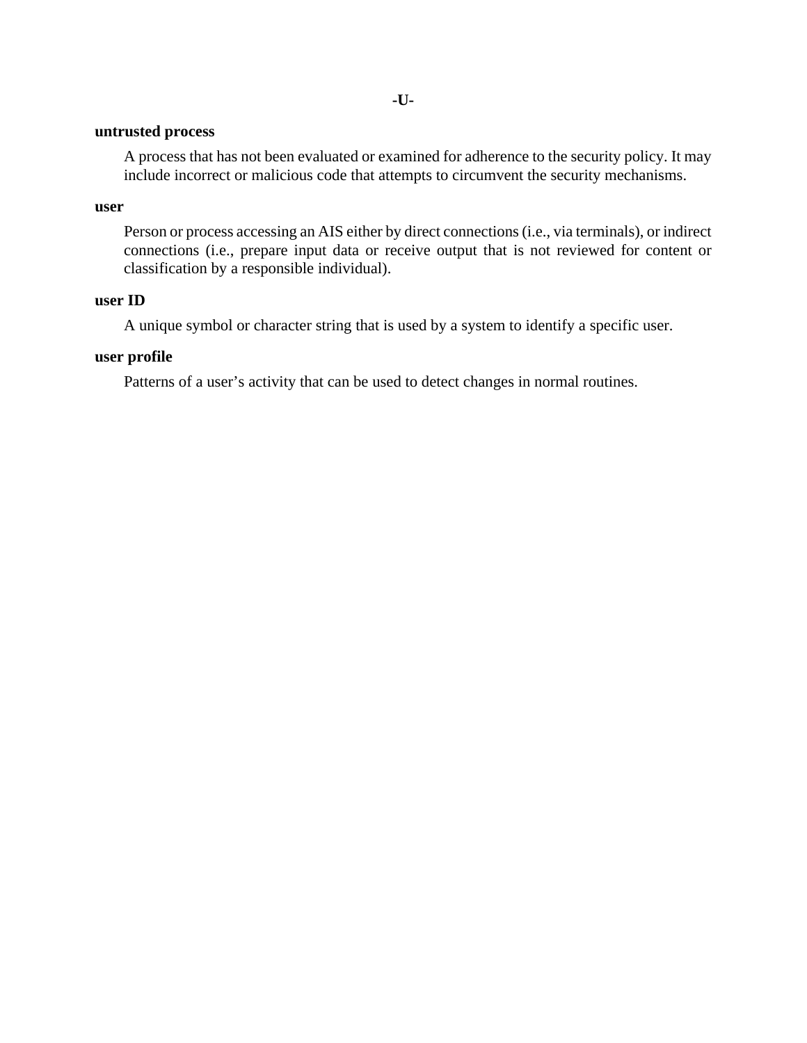## -U-

**untrusted process**

A process that has not been evaluated or examined for adherence to the security policy. It may include incorrect or malicious code that attempts to circumvent the security mechanisms.

**user**

Person or process accessing an AIS either by direct connections (i.e., via terminals), or indirect connections (i.e., prepare input data or receive output that is not reviewed for content or classification by a responsible individual).

**user ID**

A unique symbol or character string that is used by a system to identify a specific user.

**user profile**

Patterns of a user's activity that can be used to detect changes in normal routines.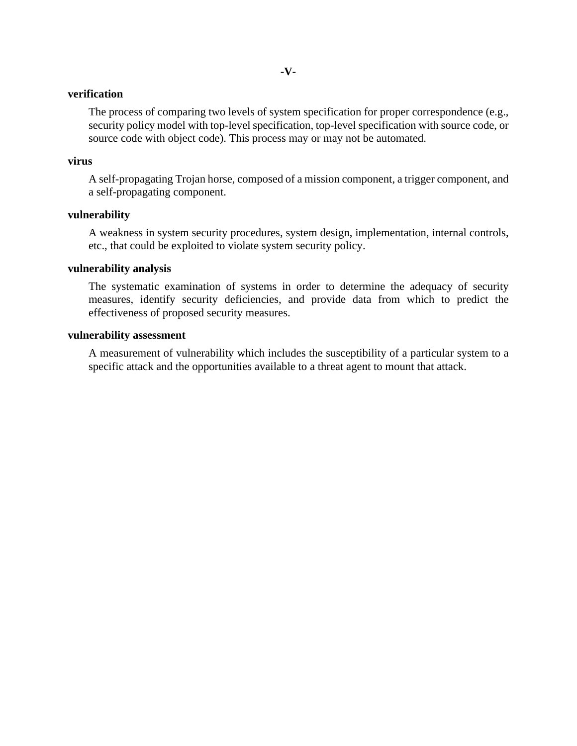## -V-

**verification**

The process of comparing two levels of system specification for proper correspondence (e.g., security policy model with top-level specification, top-level specification with source code, or source code with object code). This process may or may not be automated.

**virus**

A self-propagating Trojan horse, composed of a mission component, a trigger component, and a self-propagating component.

**vulnerability**

A weakness in system security procedures, system design, implementation, internal controls, etc., that could be exploited to violate system security policy.

**vulnerability analysis**

The systematic examination of systems in order to determine the adequacy of security measures, identify security deficiencies, and provide data from which to predict the effectiveness of proposed security measures.

**vulnerability assessment**

A measurement of vulnerability which includes the susceptibility of a particular system to a specific attack and the opportunities available to a threat agent to mount that attack.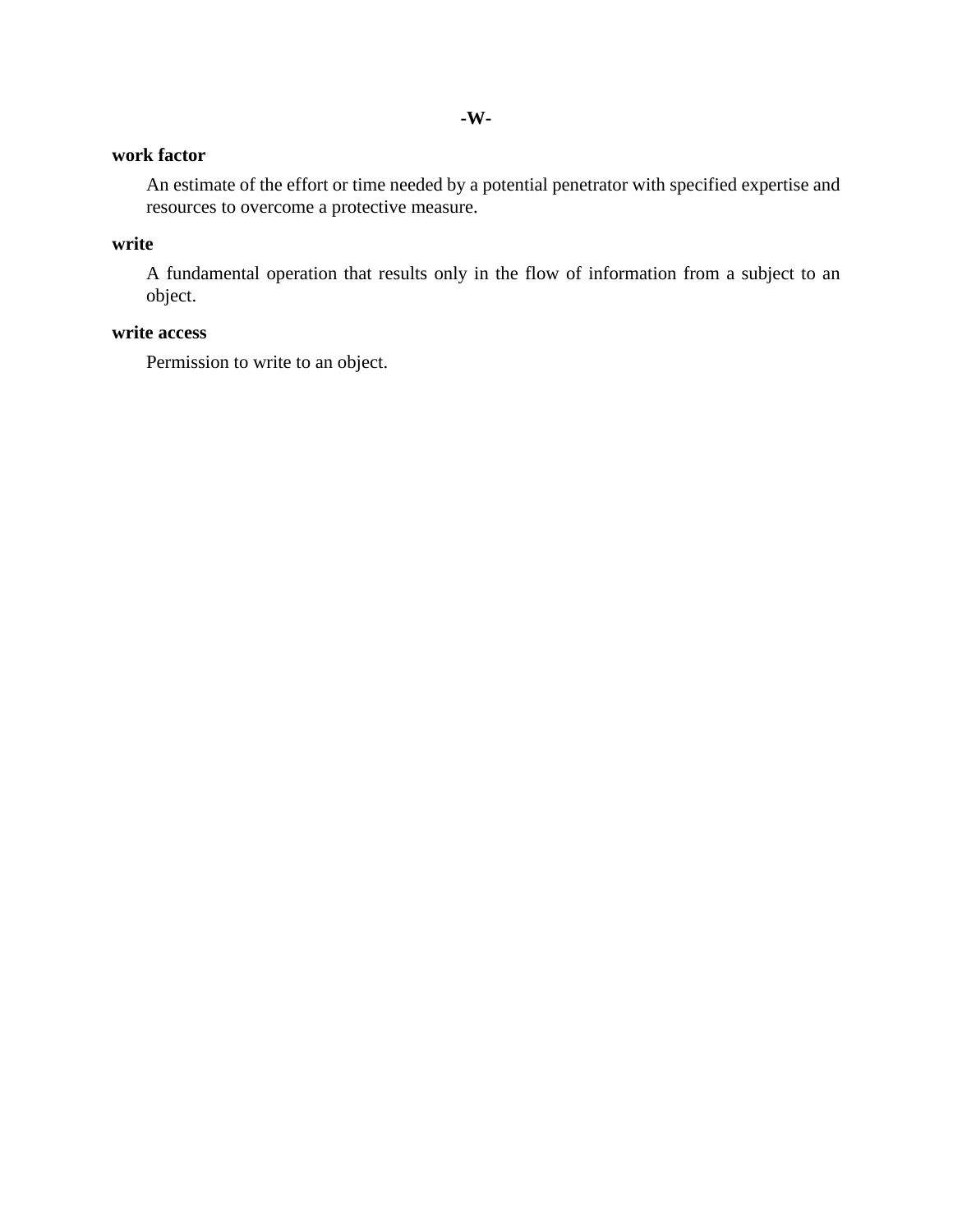## -W-

**work factor**

An estimate of the effort or time needed by a potential penetrator with specified expertise and resources to overcome a protective measure.

**write**

A fundamental operation that results only in the flow of information from a subject to an object.

**write access**

Permission to write to an object.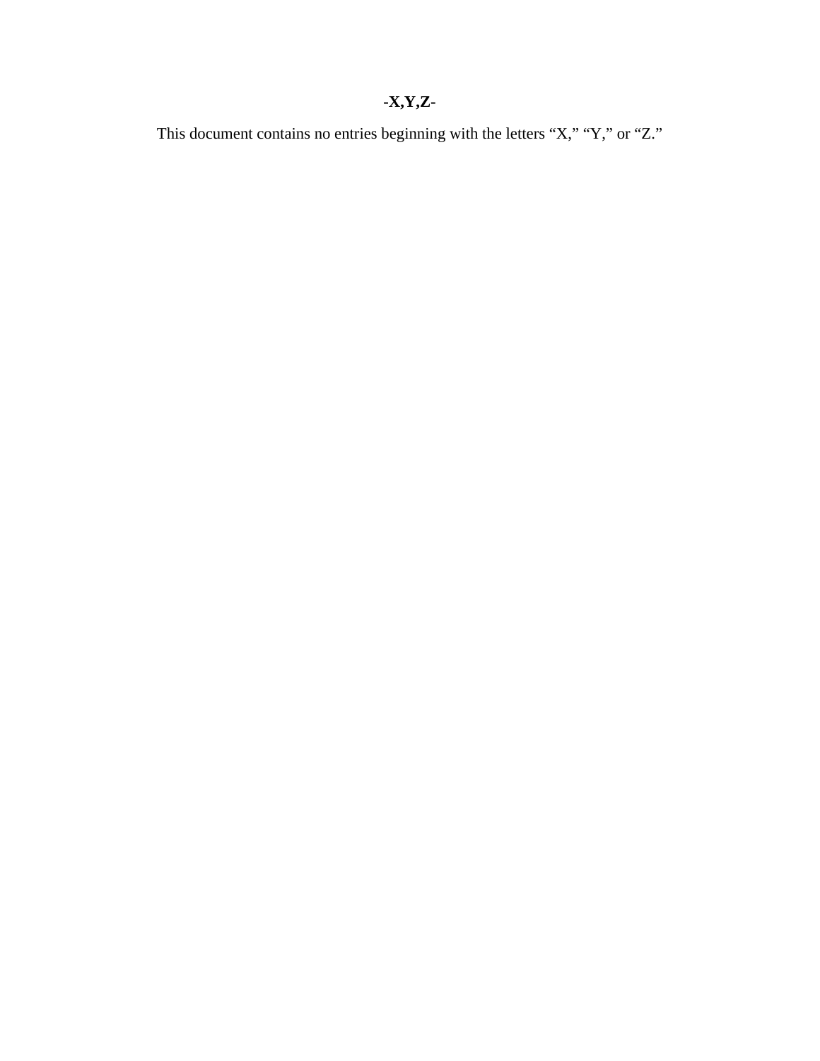**-X,Y,Z-**

This document contains no entries beginning with the letters “X,” “Y,” or “Z.”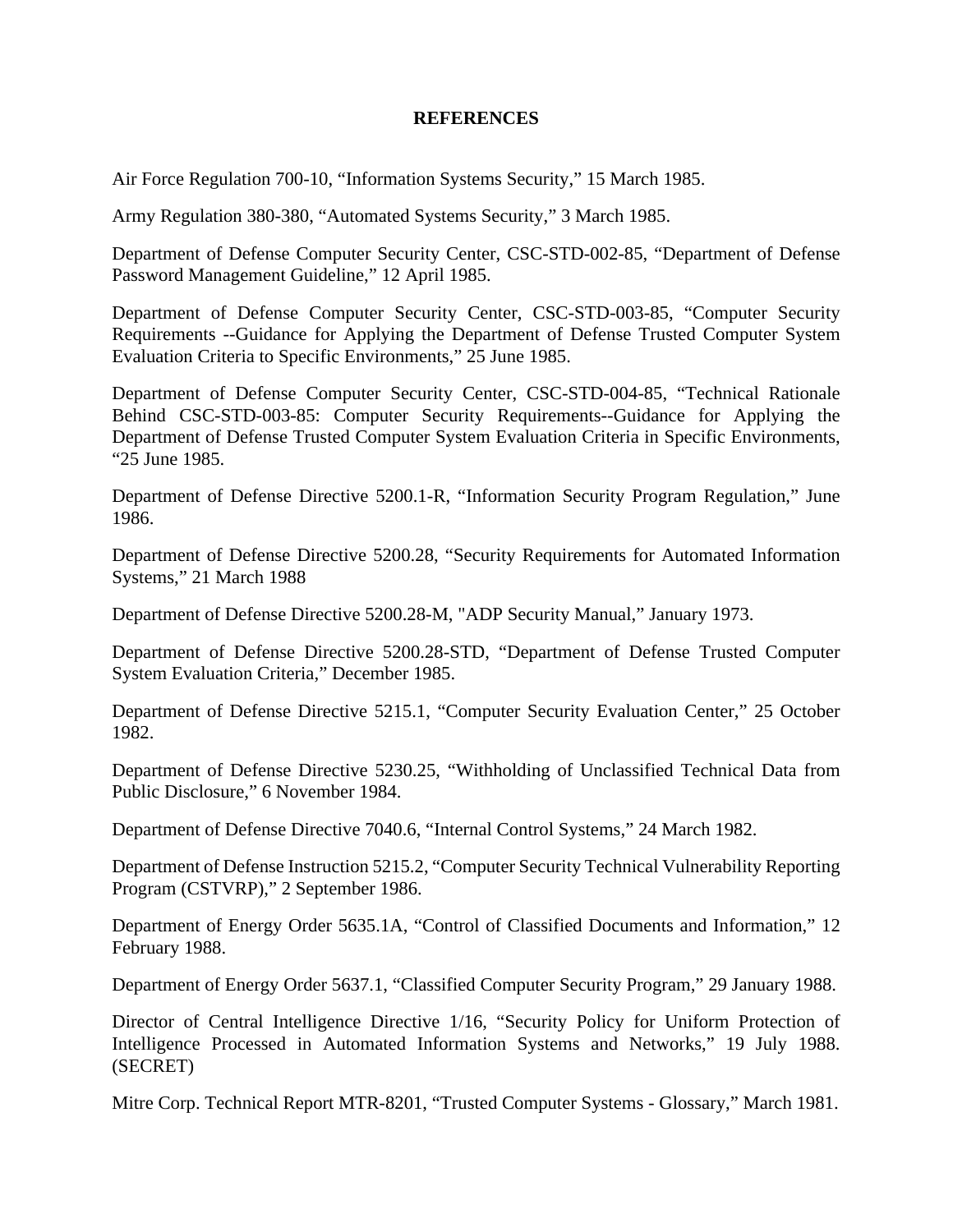# REFERENCES

Air Force Regulation 700-10, “Information Systems Security,” 15 March 1985.

Army Regulation 380-380, “Automated Systems Security,” 3 March 1985.

Department of Defense Computer Security Center, CSC-STD-002-85, “Department of Defense Password Management Guideline,” 12 April 1985.

Department of Defense Computer Security Center, CSC-STD-003-85, “Computer Security Requirements --Guidance for Applying the Department of Defense Trusted Computer System Evaluation Criteria to Specific Environments,” 25 June 1985.

Department of Defense Computer Security Center, CSC-STD-004-85, “Technical Rationale Behind CSC-STD-003-85: Computer Security Requirements--Guidance for Applying the Department of Defense Trusted Computer System Evaluation Criteria in Specific Environments, “25 June 1985.

Department of Defense Directive 5200.1-R, “Information Security Program Regulation,” June 1986.

Department of Defense Directive 5200.28, “Security Requirements for Automated Information Systems,” 21 March 1988

Department of Defense Directive 5200.28-M, "ADP Security Manual,” January 1973.

Department of Defense Directive 5200.28-STD, “Department of Defense Trusted Computer System Evaluation Criteria,” December 1985.

Department of Defense Directive 5215.1, “Computer Security Evaluation Center,” 25 October 1982.

Department of Defense Directive 5230.25, “Withholding of Unclassified Technical Data from Public Disclosure,” 6 November 1984.

Department of Defense Directive 7040.6, “Internal Control Systems,” 24 March 1982.

Department of Defense Instruction 5215.2, “Computer Security Technical Vulnerability Reporting Program (CSTVRP),” 2 September 1986.

Department of Energy Order 5635.1A, “Control of Classified Documents and Information,” 12 February 1988.

Department of Energy Order 5637.1, “Classified Computer Security Program,” 29 January 1988.

Director of Central Intelligence Directive 1/16, “Security Policy for Uniform Protection of Intelligence Processed in Automated Information Systems and Networks,” 19 July 1988. (SECRET)

Mitre Corp. Technical Report MTR-8201, “Trusted Computer Systems - Glossary,” March 1981.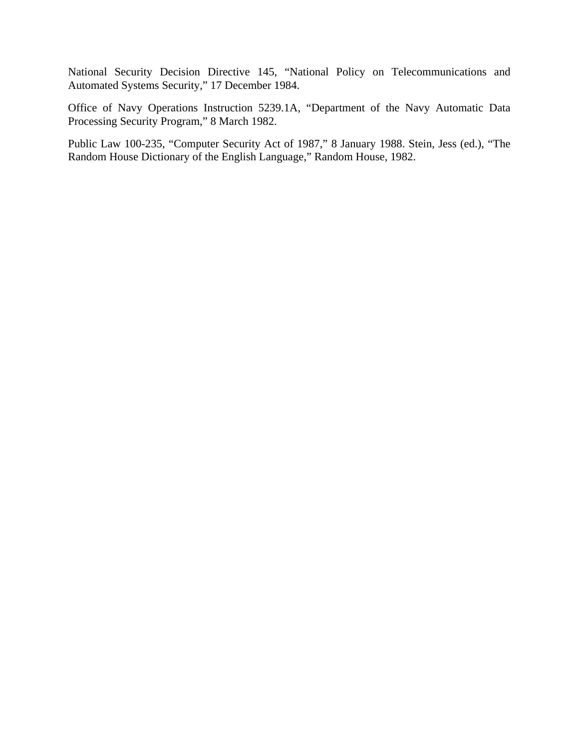National Security Decision Directive 145, “National Policy on Telecommunications and Automated Systems Security,” 17 December 1984.

Office of Navy Operations Instruction 5239.1A, “Department of the Navy Automatic Data Processing Security Program,” 8 March 1982.

Public Law 100-235, “Computer Security Act of 1987,” 8 January 1988. Stein, Jess (ed.), “The Random House Dictionary of the English Language,” Random House, 1982.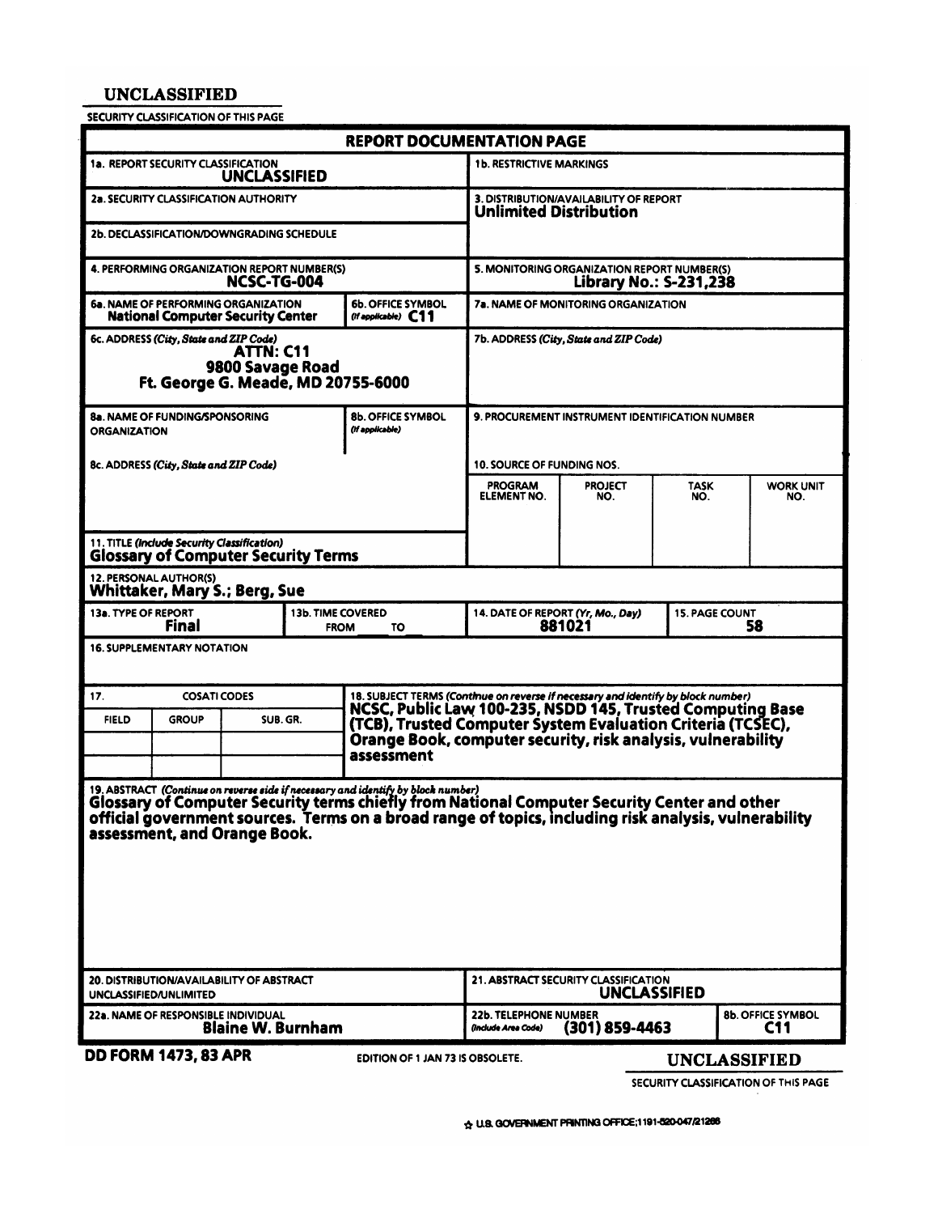**UNCLASSIFIED**

SECURITY CLASSIFICATION OF THIS PAGE

## REPORT DOCUMENTATION PAGE

| | |
|---|---|
| 1a. REPORT SECURITY CLASSIFICATION **UNCLASSIFIED** | 1b. RESTRICTIVE MARKINGS |
| 2a. SECURITY CLASSIFICATION AUTHORITY | 3. DISTRIBUTION/AVAILABILITY OF REPORT **Unlimited Distribution** |
| 2b. DECLASSIFICATION/DOWNGRADING SCHEDULE | |
| 4. PERFORMING ORGANIZATION REPORT NUMBER(S) **NCSC-TG-004** | 5. MONITORING ORGANIZATION REPORT NUMBER(S) **Library No.: S-231,238** |
| 6a. NAME OF PERFORMING ORGANIZATION **National Computer Security Center** — 6b. OFFICE SYMBOL *(If applicable)* **C11** | 7a. NAME OF MONITORING ORGANIZATION |
| 6c. ADDRESS *(City, State and ZIP Code)* **ATTN: C11, 9800 Savage Road, Ft. George G. Meade, MD 20755-6000** | 7b. ADDRESS *(City, State and ZIP Code)* |
| 8a. NAME OF FUNDING/SPONSORING ORGANIZATION — 8b. OFFICE SYMBOL *(If applicable)* | 9. PROCUREMENT INSTRUMENT IDENTIFICATION NUMBER |
| 8c. ADDRESS *(City, State and ZIP Code)* | 10. SOURCE OF FUNDING NOS. — PROGRAM ELEMENT NO. / PROJECT NO. / TASK NO. / WORK UNIT NO. |
| 11. TITLE *(Include Security Classification)* **Glossary of Computer Security Terms** | |
| 12. PERSONAL AUTHOR(S) **Whittaker, Mary S.; Berg, Sue** | |
| 13a. TYPE OF REPORT **Final** — 13b. TIME COVERED FROM TO | 14. DATE OF REPORT *(Yr, Mo., Day)* **881021** — 15. PAGE COUNT **58** |
| 16. SUPPLEMENTARY NOTATION | |
| 17. COSATI CODES — FIELD / GROUP / SUB. GR. | 18. SUBJECT TERMS *(Continue on reverse if necessary and identify by block number)* **NCSC, Public Law 100-235, NSDD 145, Trusted Computing Base (TCB), Trusted Computer System Evaluation Criteria (TCSEC), Orange Book, computer security, risk analysis, vulnerability assessment** |

19. ABSTRACT *(Continue on reverse side if necessary and identify by block number)*
**Glossary of Computer Security terms chiefly from National Computer Security Center and other official government sources. Terms on a broad range of topics, including risk analysis, vulnerability assessment, and Orange Book.**

| | |
|---|---|
| 20. DISTRIBUTION/AVAILABILITY OF ABSTRACT UNCLASSIFIED/UNLIMITED | 21. ABSTRACT SECURITY CLASSIFICATION **UNCLASSIFIED** |
| 22a. NAME OF RESPONSIBLE INDIVIDUAL **Blaine W. Burnham** | 22b. TELEPHONE NUMBER *(Include Area Code)* **(301) 859-4463** — 8b. OFFICE SYMBOL **C11** |

**DD FORM 1473, 83 APR** EDITION OF 1 JAN 73 IS OBSOLETE. **UNCLASSIFIED**

SECURITY CLASSIFICATION OF THIS PAGE

☆ U.S. GOVERNMENT PRINTING OFFICE:1191-520-047/21266